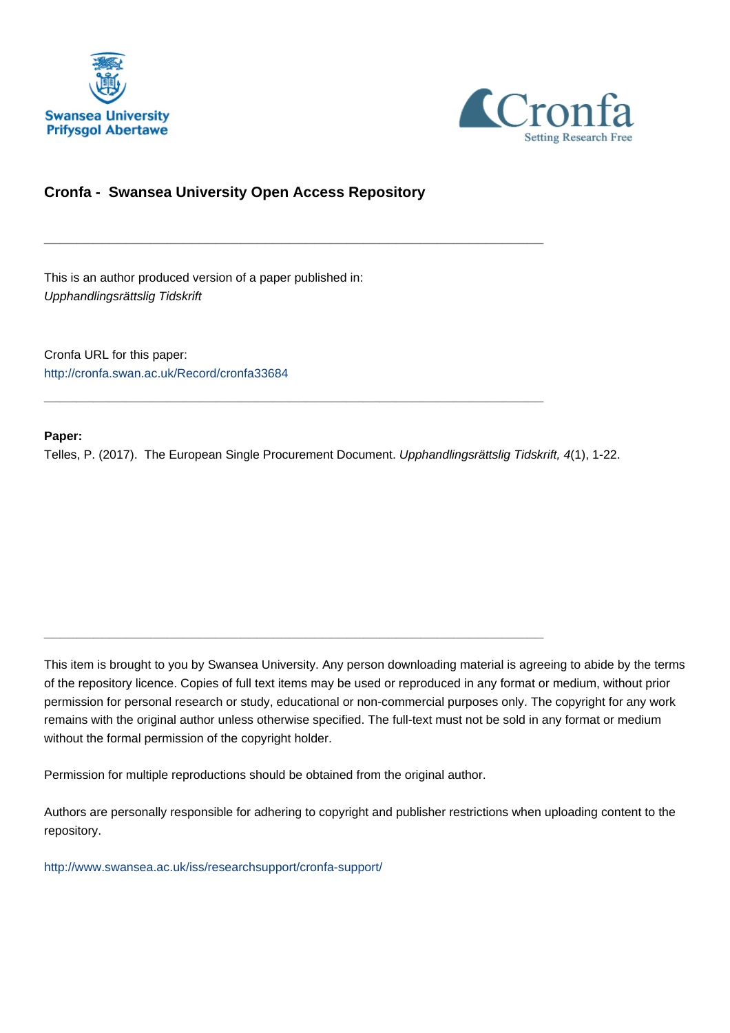# Cronfa - Swansea University Open Access Repository

---

This is an author produced version of a paper published in:
*Upphandlingsrättslig Tidskrift*

Cronfa URL for this paper:
http://cronfa.swan.ac.uk/Record/cronfa33684

---

**Paper:**
Telles, P. (2017). The European Single Procurement Document. *Upphandlingsrättslig Tidskrift, 4*(1), 1-22.

---

This item is brought to you by Swansea University. Any person downloading material is agreeing to abide by the terms of the repository licence. Copies of full text items may be used or reproduced in any format or medium, without prior permission for personal research or study, educational or non-commercial purposes only. The copyright for any work remains with the original author unless otherwise specified. The full-text must not be sold in any format or medium without the formal permission of the copyright holder.

Permission for multiple reproductions should be obtained from the original author.

Authors are personally responsible for adhering to copyright and publisher restrictions when uploading content to the repository.

http://www.swansea.ac.uk/iss/researchsupport/cronfa-support/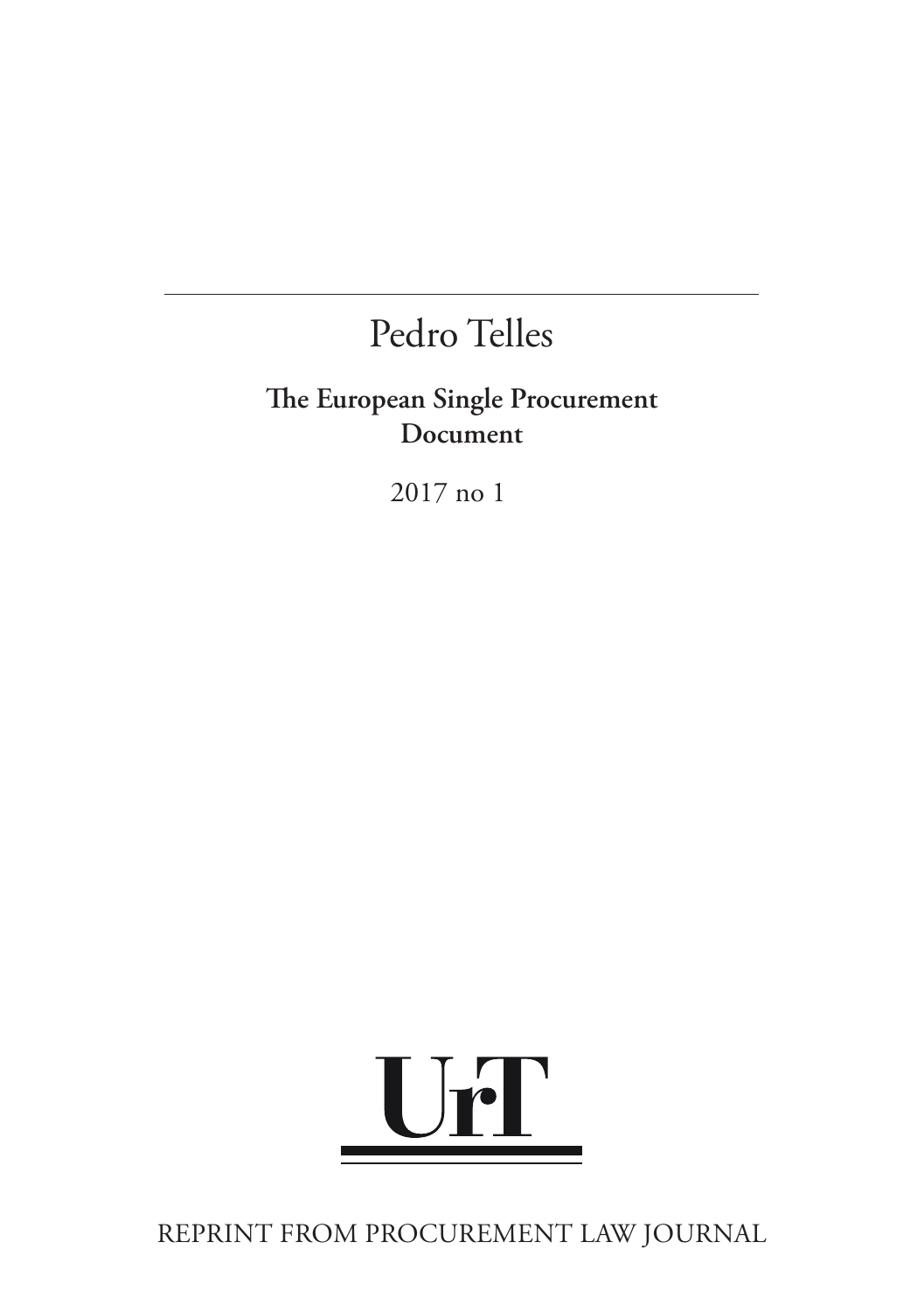# Pedro Telles

## The European Single Procurement Document

2017 no 1

UrT

REPRINT FROM PROCUREMENT LAW JOURNAL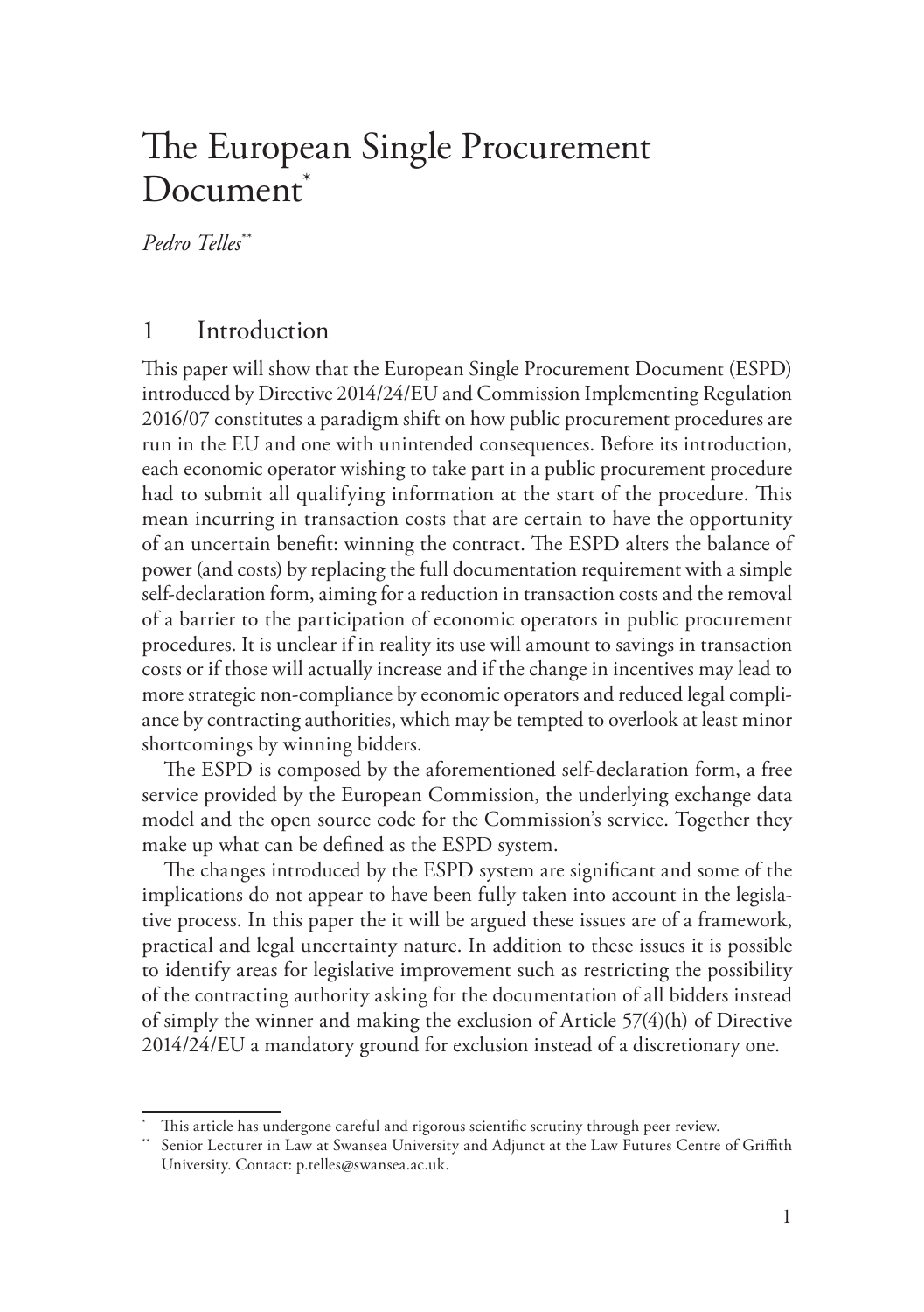# The European Single Procurement Document[*]

*Pedro Telles*[**]

## 1 Introduction

This paper will show that the European Single Procurement Document (ESPD) introduced by Directive 2014/24/EU and Commission Implementing Regulation 2016/07 constitutes a paradigm shift on how public procurement procedures are run in the EU and one with unintended consequences. Before its introduction, each economic operator wishing to take part in a public procurement procedure had to submit all qualifying information at the start of the procedure. This mean incurring in transaction costs that are certain to have the opportunity of an uncertain benefit: winning the contract. The ESPD alters the balance of power (and costs) by replacing the full documentation requirement with a simple self-declaration form, aiming for a reduction in transaction costs and the removal of a barrier to the participation of economic operators in public procurement procedures. It is unclear if in reality its use will amount to savings in transaction costs or if those will actually increase and if the change in incentives may lead to more strategic non-compliance by economic operators and reduced legal compliance by contracting authorities, which may be tempted to overlook at least minor shortcomings by winning bidders.

The ESPD is composed by the aforementioned self-declaration form, a free service provided by the European Commission, the underlying exchange data model and the open source code for the Commission's service. Together they make up what can be defined as the ESPD system.

The changes introduced by the ESPD system are significant and some of the implications do not appear to have been fully taken into account in the legislative process. In this paper the it will be argued these issues are of a framework, practical and legal uncertainty nature. In addition to these issues it is possible to identify areas for legislative improvement such as restricting the possibility of the contracting authority asking for the documentation of all bidders instead of simply the winner and making the exclusion of Article 57(4)(h) of Directive 2014/24/EU a mandatory ground for exclusion instead of a discretionary one.

[*] This article has undergone careful and rigorous scientific scrutiny through peer review.

[**] Senior Lecturer in Law at Swansea University and Adjunct at the Law Futures Centre of Griffith University. Contact: p.telles@swansea.ac.uk.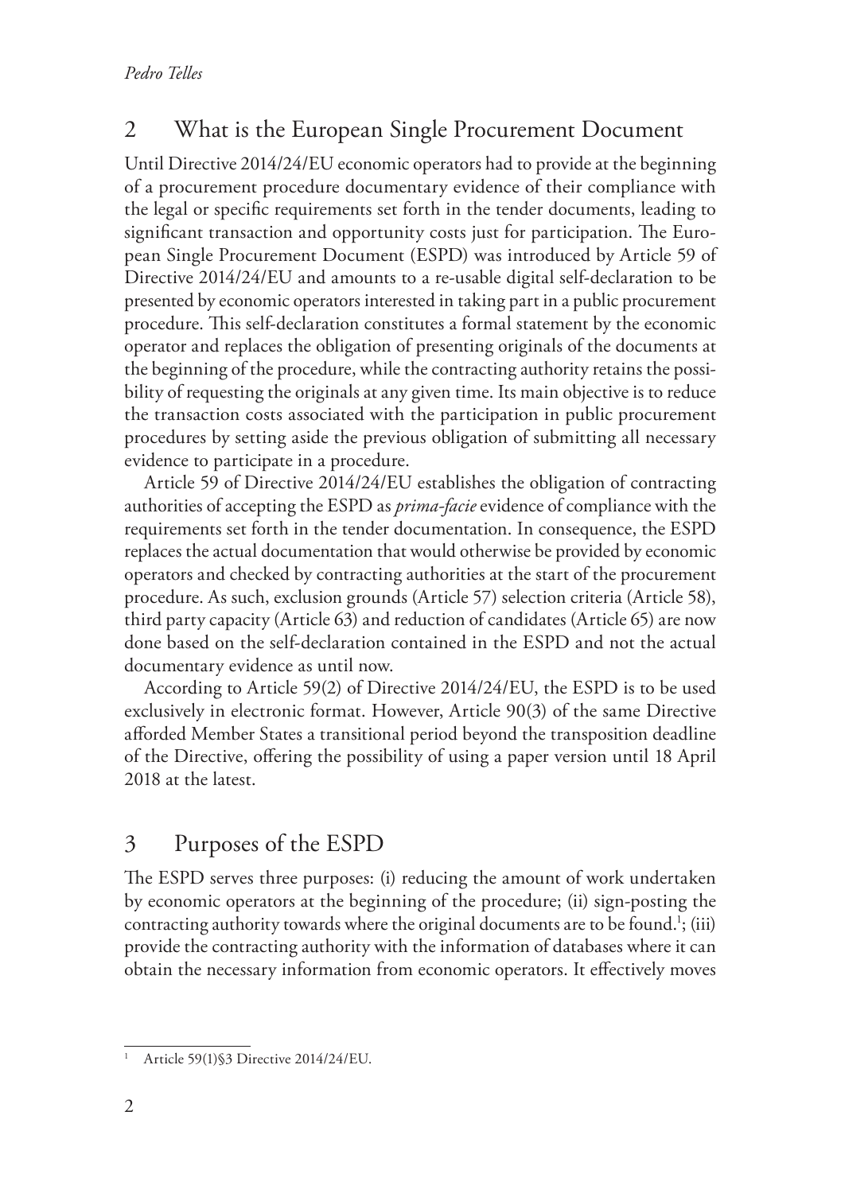## 2 What is the European Single Procurement Document

Until Directive 2014/24/EU economic operators had to provide at the beginning of a procurement procedure documentary evidence of their compliance with the legal or specific requirements set forth in the tender documents, leading to significant transaction and opportunity costs just for participation. The European Single Procurement Document (ESPD) was introduced by Article 59 of Directive 2014/24/EU and amounts to a re-usable digital self-declaration to be presented by economic operators interested in taking part in a public procurement procedure. This self-declaration constitutes a formal statement by the economic operator and replaces the obligation of presenting originals of the documents at the beginning of the procedure, while the contracting authority retains the possibility of requesting the originals at any given time. Its main objective is to reduce the transaction costs associated with the participation in public procurement procedures by setting aside the previous obligation of submitting all necessary evidence to participate in a procedure.

Article 59 of Directive 2014/24/EU establishes the obligation of contracting authorities of accepting the ESPD as *prima-facie* evidence of compliance with the requirements set forth in the tender documentation. In consequence, the ESPD replaces the actual documentation that would otherwise be provided by economic operators and checked by contracting authorities at the start of the procurement procedure. As such, exclusion grounds (Article 57) selection criteria (Article 58), third party capacity (Article 63) and reduction of candidates (Article 65) are now done based on the self-declaration contained in the ESPD and not the actual documentary evidence as until now.

According to Article 59(2) of Directive 2014/24/EU, the ESPD is to be used exclusively in electronic format. However, Article 90(3) of the same Directive afforded Member States a transitional period beyond the transposition deadline of the Directive, offering the possibility of using a paper version until 18 April 2018 at the latest.

## 3 Purposes of the ESPD

The ESPD serves three purposes: (i) reducing the amount of work undertaken by economic operators at the beginning of the procedure; (ii) sign-posting the contracting authority towards where the original documents are to be found.[1]; (iii) provide the contracting authority with the information of databases where it can obtain the necessary information from economic operators. It effectively moves

[1] Article 59(1)§3 Directive 2014/24/EU.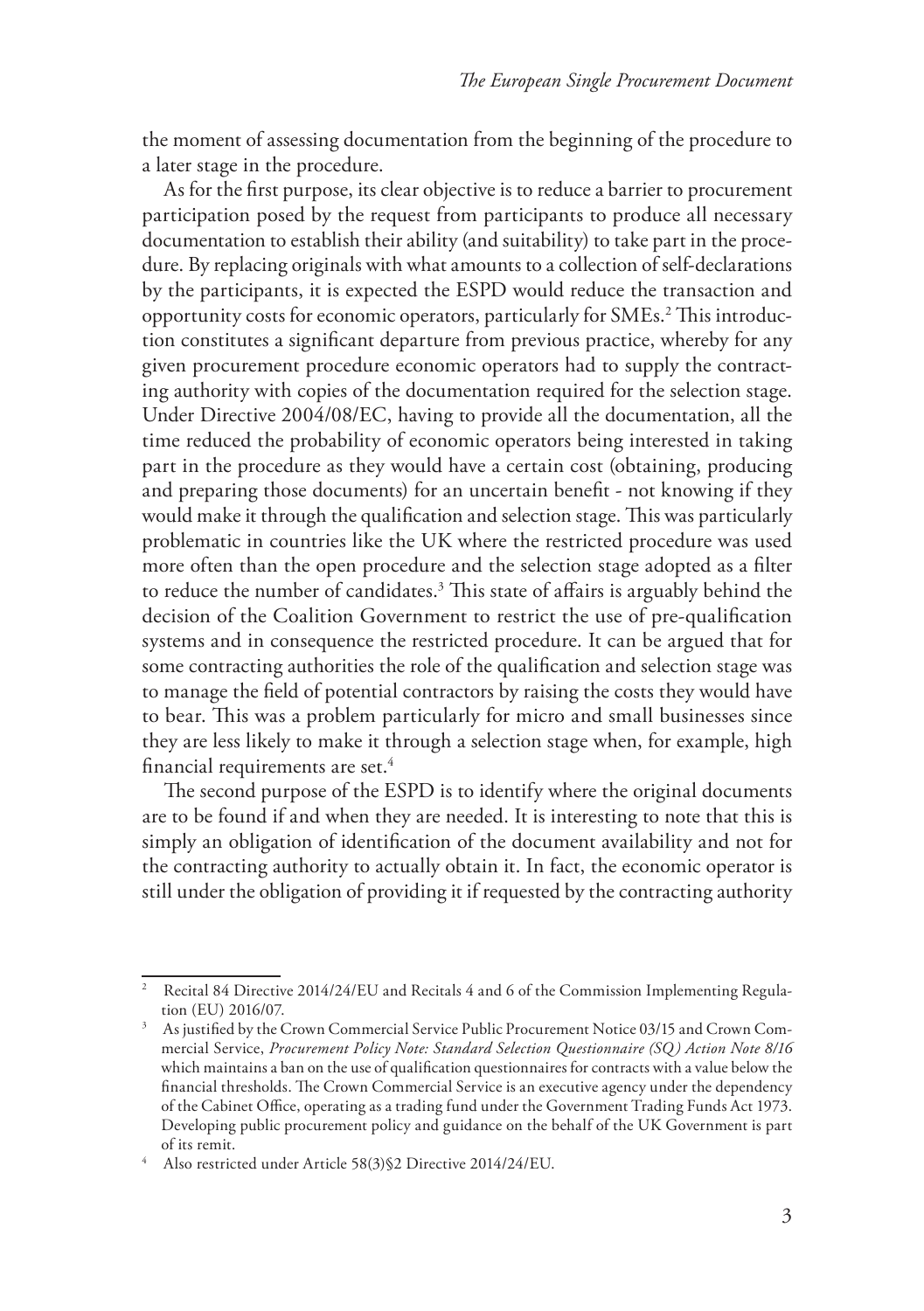the moment of assessing documentation from the beginning of the procedure to a later stage in the procedure.

As for the first purpose, its clear objective is to reduce a barrier to procurement participation posed by the request from participants to produce all necessary documentation to establish their ability (and suitability) to take part in the procedure. By replacing originals with what amounts to a collection of self-declarations by the participants, it is expected the ESPD would reduce the transaction and opportunity costs for economic operators, particularly for SMEs.[2] This introduction constitutes a significant departure from previous practice, whereby for any given procurement procedure economic operators had to supply the contracting authority with copies of the documentation required for the selection stage. Under Directive 2004/08/EC, having to provide all the documentation, all the time reduced the probability of economic operators being interested in taking part in the procedure as they would have a certain cost (obtaining, producing and preparing those documents) for an uncertain benefit - not knowing if they would make it through the qualification and selection stage. This was particularly problematic in countries like the UK where the restricted procedure was used more often than the open procedure and the selection stage adopted as a filter to reduce the number of candidates.[3] This state of affairs is arguably behind the decision of the Coalition Government to restrict the use of pre-qualification systems and in consequence the restricted procedure. It can be argued that for some contracting authorities the role of the qualification and selection stage was to manage the field of potential contractors by raising the costs they would have to bear. This was a problem particularly for micro and small businesses since they are less likely to make it through a selection stage when, for example, high financial requirements are set.[4]

The second purpose of the ESPD is to identify where the original documents are to be found if and when they are needed. It is interesting to note that this is simply an obligation of identification of the document availability and not for the contracting authority to actually obtain it. In fact, the economic operator is still under the obligation of providing it if requested by the contracting authority

---

[2] Recital 84 Directive 2014/24/EU and Recitals 4 and 6 of the Commission Implementing Regulation (EU) 2016/07.

[3] As justified by the Crown Commercial Service Public Procurement Notice 03/15 and Crown Commercial Service, *Procurement Policy Note: Standard Selection Questionnaire (SQ) Action Note 8/16* which maintains a ban on the use of qualification questionnaires for contracts with a value below the financial thresholds. The Crown Commercial Service is an executive agency under the dependency of the Cabinet Office, operating as a trading fund under the Government Trading Funds Act 1973. Developing public procurement policy and guidance on the behalf of the UK Government is part of its remit.

[4] Also restricted under Article 58(3)§2 Directive 2014/24/EU.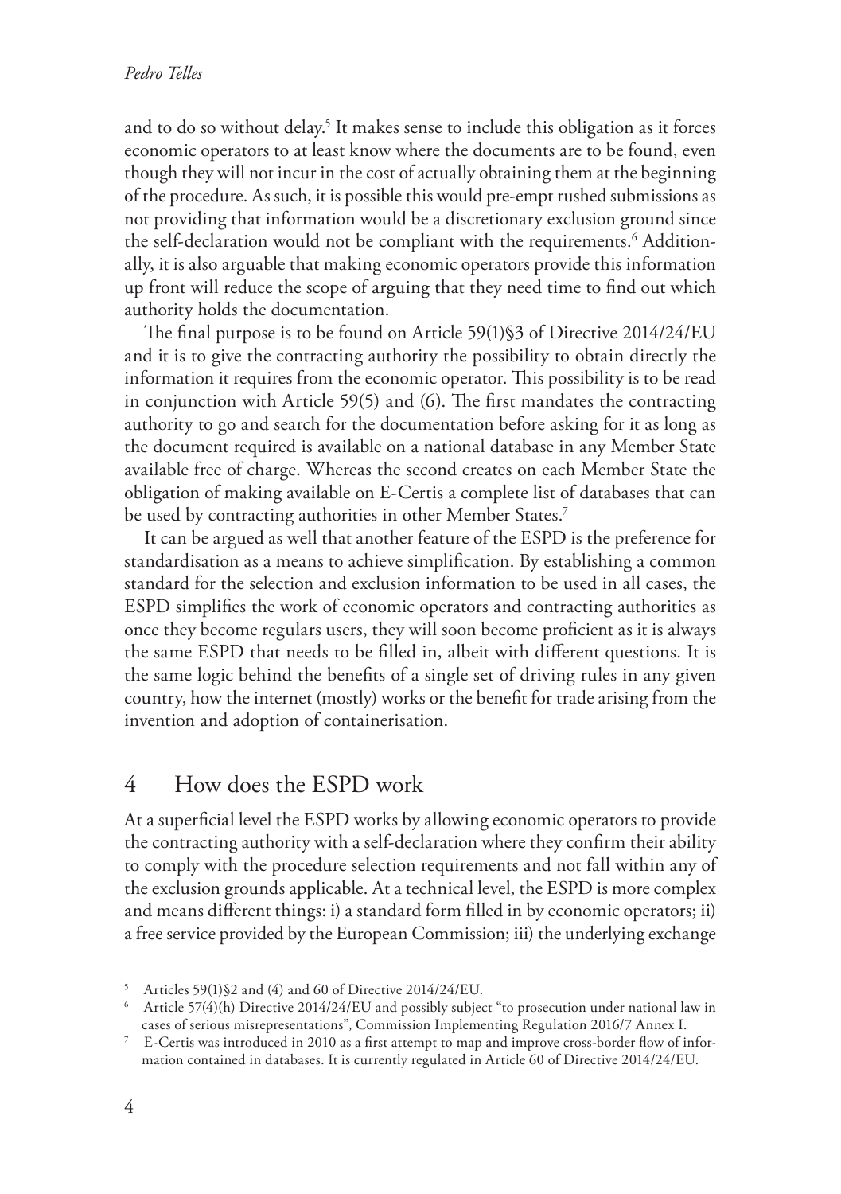and to do so without delay.[5] It makes sense to include this obligation as it forces economic operators to at least know where the documents are to be found, even though they will not incur in the cost of actually obtaining them at the beginning of the procedure. As such, it is possible this would pre-empt rushed submissions as not providing that information would be a discretionary exclusion ground since the self-declaration would not be compliant with the requirements.[6] Additionally, it is also arguable that making economic operators provide this information up front will reduce the scope of arguing that they need time to find out which authority holds the documentation.

The final purpose is to be found on Article 59(1)§3 of Directive 2014/24/EU and it is to give the contracting authority the possibility to obtain directly the information it requires from the economic operator. This possibility is to be read in conjunction with Article 59(5) and (6). The first mandates the contracting authority to go and search for the documentation before asking for it as long as the document required is available on a national database in any Member State available free of charge. Whereas the second creates on each Member State the obligation of making available on E-Certis a complete list of databases that can be used by contracting authorities in other Member States.[7]

It can be argued as well that another feature of the ESPD is the preference for standardisation as a means to achieve simplification. By establishing a common standard for the selection and exclusion information to be used in all cases, the ESPD simplifies the work of economic operators and contracting authorities as once they become regulars users, they will soon become proficient as it is always the same ESPD that needs to be filled in, albeit with different questions. It is the same logic behind the benefits of a single set of driving rules in any given country, how the internet (mostly) works or the benefit for trade arising from the invention and adoption of containerisation.

## 4 How does the ESPD work

At a superficial level the ESPD works by allowing economic operators to provide the contracting authority with a self-declaration where they confirm their ability to comply with the procedure selection requirements and not fall within any of the exclusion grounds applicable. At a technical level, the ESPD is more complex and means different things: i) a standard form filled in by economic operators; ii) a free service provided by the European Commission; iii) the underlying exchange

---

[5] Articles 59(1)§2 and (4) and 60 of Directive 2014/24/EU.

[6] Article 57(4)(h) Directive 2014/24/EU and possibly subject "to prosecution under national law in cases of serious misrepresentations", Commission Implementing Regulation 2016/7 Annex I.

[7] E-Certis was introduced in 2010 as a first attempt to map and improve cross-border flow of information contained in databases. It is currently regulated in Article 60 of Directive 2014/24/EU.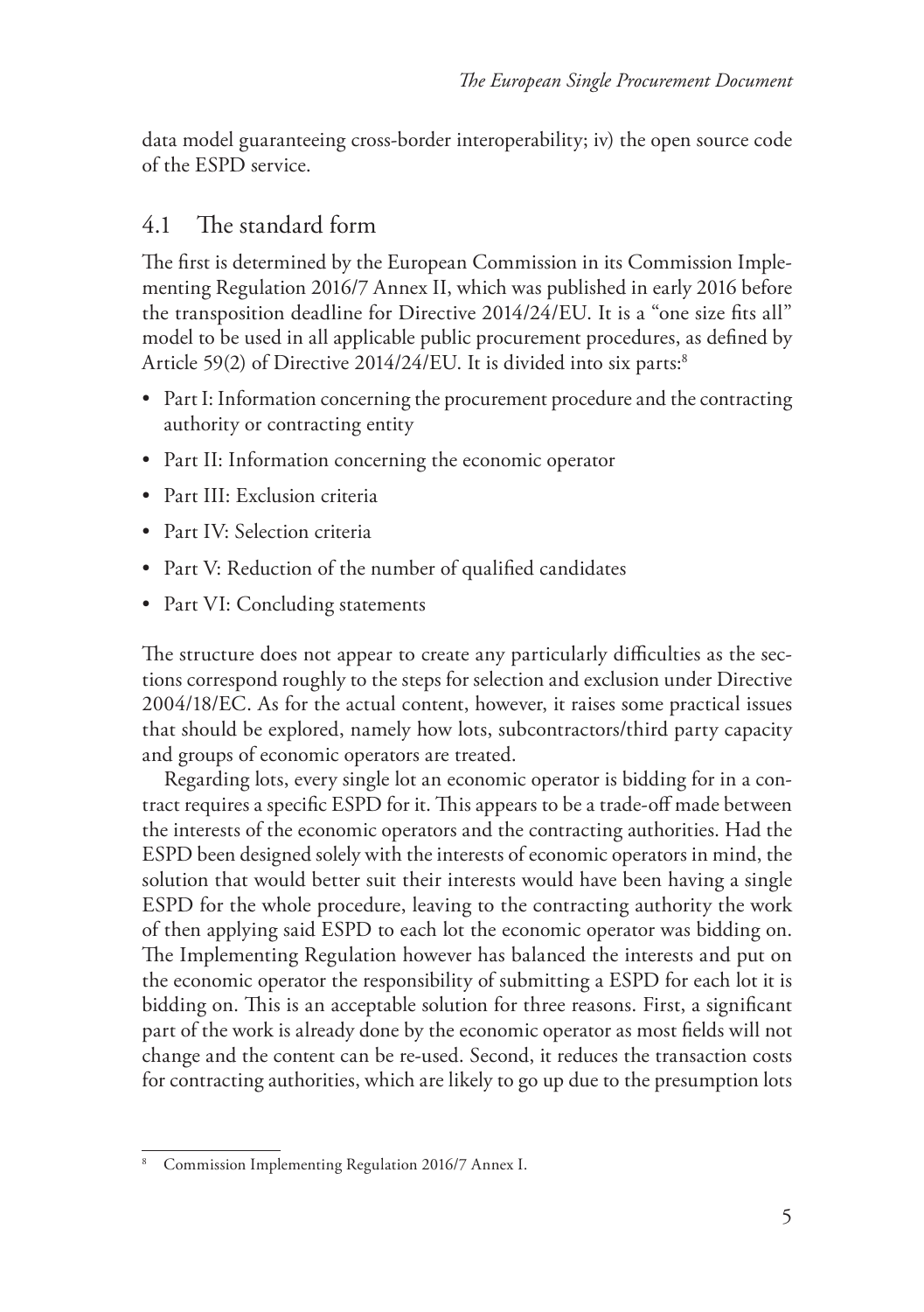data model guaranteeing cross-border interoperability; iv) the open source code of the ESPD service.

## 4.1 The standard form

The first is determined by the European Commission in its Commission Implementing Regulation 2016/7 Annex II, which was published in early 2016 before the transposition deadline for Directive 2014/24/EU. It is a "one size fits all" model to be used in all applicable public procurement procedures, as defined by Article 59(2) of Directive 2014/24/EU. It is divided into six parts:[8]

- Part I: Information concerning the procurement procedure and the contracting authority or contracting entity
- Part II: Information concerning the economic operator
- Part III: Exclusion criteria
- Part IV: Selection criteria
- Part V: Reduction of the number of qualified candidates
- Part VI: Concluding statements

The structure does not appear to create any particularly difficulties as the sections correspond roughly to the steps for selection and exclusion under Directive 2004/18/EC. As for the actual content, however, it raises some practical issues that should be explored, namely how lots, subcontractors/third party capacity and groups of economic operators are treated.

Regarding lots, every single lot an economic operator is bidding for in a contract requires a specific ESPD for it. This appears to be a trade-off made between the interests of the economic operators and the contracting authorities. Had the ESPD been designed solely with the interests of economic operators in mind, the solution that would better suit their interests would have been having a single ESPD for the whole procedure, leaving to the contracting authority the work of then applying said ESPD to each lot the economic operator was bidding on. The Implementing Regulation however has balanced the interests and put on the economic operator the responsibility of submitting a ESPD for each lot it is bidding on. This is an acceptable solution for three reasons. First, a significant part of the work is already done by the economic operator as most fields will not change and the content can be re-used. Second, it reduces the transaction costs for contracting authorities, which are likely to go up due to the presumption lots

---

[8] Commission Implementing Regulation 2016/7 Annex I.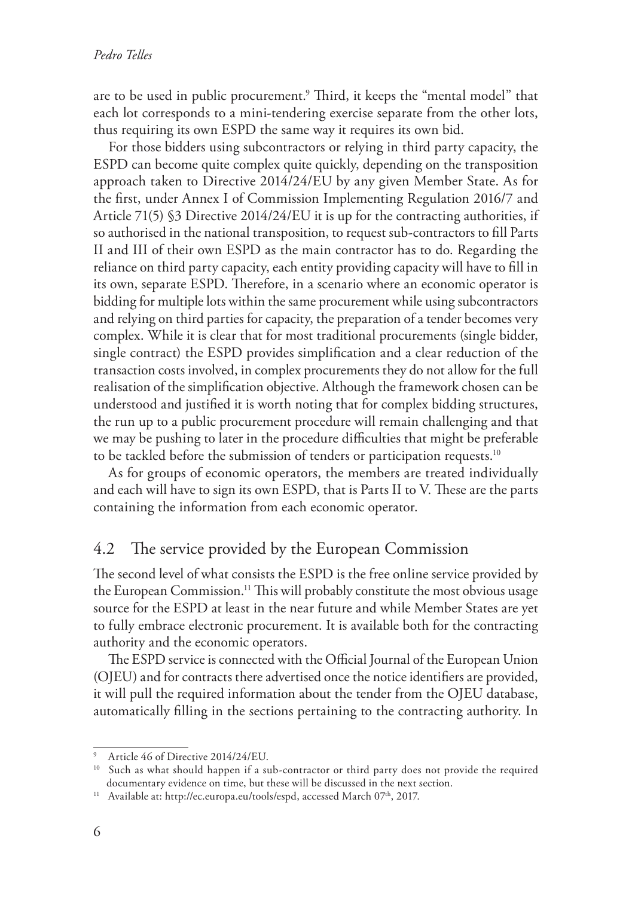are to be used in public procurement.[9] Third, it keeps the "mental model" that each lot corresponds to a mini-tendering exercise separate from the other lots, thus requiring its own ESPD the same way it requires its own bid.

For those bidders using subcontractors or relying in third party capacity, the ESPD can become quite complex quite quickly, depending on the transposition approach taken to Directive 2014/24/EU by any given Member State. As for the first, under Annex I of Commission Implementing Regulation 2016/7 and Article 71(5) §3 Directive 2014/24/EU it is up for the contracting authorities, if so authorised in the national transposition, to request sub-contractors to fill Parts II and III of their own ESPD as the main contractor has to do. Regarding the reliance on third party capacity, each entity providing capacity will have to fill in its own, separate ESPD. Therefore, in a scenario where an economic operator is bidding for multiple lots within the same procurement while using subcontractors and relying on third parties for capacity, the preparation of a tender becomes very complex. While it is clear that for most traditional procurements (single bidder, single contract) the ESPD provides simplification and a clear reduction of the transaction costs involved, in complex procurements they do not allow for the full realisation of the simplification objective. Although the framework chosen can be understood and justified it is worth noting that for complex bidding structures, the run up to a public procurement procedure will remain challenging and that we may be pushing to later in the procedure difficulties that might be preferable to be tackled before the submission of tenders or participation requests.[10]

As for groups of economic operators, the members are treated individually and each will have to sign its own ESPD, that is Parts II to V. These are the parts containing the information from each economic operator.

## 4.2 The service provided by the European Commission

The second level of what consists the ESPD is the free online service provided by the European Commission.[11] This will probably constitute the most obvious usage source for the ESPD at least in the near future and while Member States are yet to fully embrace electronic procurement. It is available both for the contracting authority and the economic operators.

The ESPD service is connected with the Official Journal of the European Union (OJEU) and for contracts there advertised once the notice identifiers are provided, it will pull the required information about the tender from the OJEU database, automatically filling in the sections pertaining to the contracting authority. In

---

[9] Article 46 of Directive 2014/24/EU.

[10] Such as what should happen if a sub-contractor or third party does not provide the required documentary evidence on time, but these will be discussed in the next section.

[11] Available at: http://ec.europa.eu/tools/espd, accessed March 07th, 2017.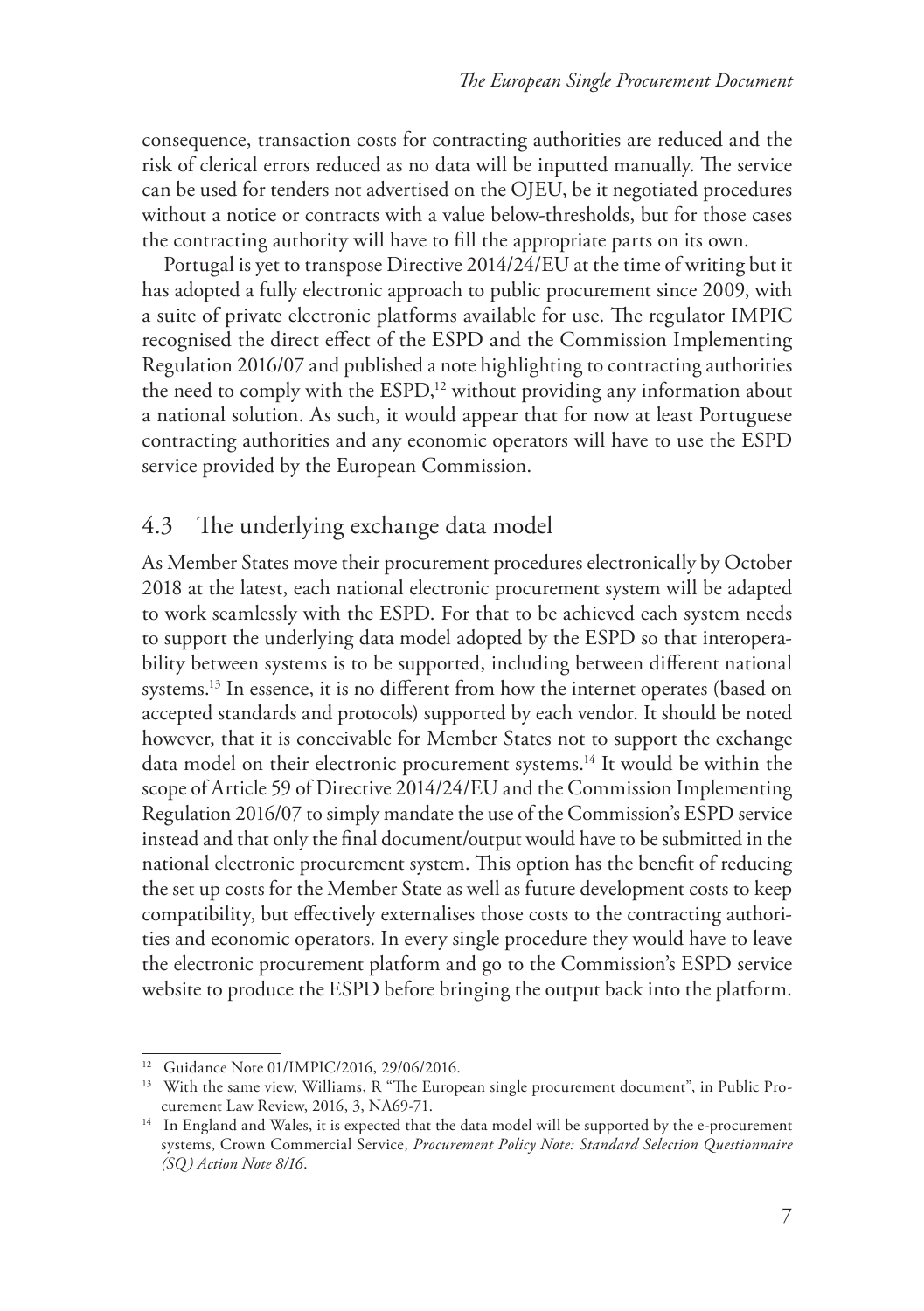consequence, transaction costs for contracting authorities are reduced and the risk of clerical errors reduced as no data will be inputted manually. The service can be used for tenders not advertised on the OJEU, be it negotiated procedures without a notice or contracts with a value below-thresholds, but for those cases the contracting authority will have to fill the appropriate parts on its own.

Portugal is yet to transpose Directive 2014/24/EU at the time of writing but it has adopted a fully electronic approach to public procurement since 2009, with a suite of private electronic platforms available for use. The regulator IMPIC recognised the direct effect of the ESPD and the Commission Implementing Regulation 2016/07 and published a note highlighting to contracting authorities the need to comply with the ESPD,[12] without providing any information about a national solution. As such, it would appear that for now at least Portuguese contracting authorities and any economic operators will have to use the ESPD service provided by the European Commission.

## 4.3 The underlying exchange data model

As Member States move their procurement procedures electronically by October 2018 at the latest, each national electronic procurement system will be adapted to work seamlessly with the ESPD. For that to be achieved each system needs to support the underlying data model adopted by the ESPD so that interoperability between systems is to be supported, including between different national systems.[13] In essence, it is no different from how the internet operates (based on accepted standards and protocols) supported by each vendor. It should be noted however, that it is conceivable for Member States not to support the exchange data model on their electronic procurement systems.[14] It would be within the scope of Article 59 of Directive 2014/24/EU and the Commission Implementing Regulation 2016/07 to simply mandate the use of the Commission's ESPD service instead and that only the final document/output would have to be submitted in the national electronic procurement system. This option has the benefit of reducing the set up costs for the Member State as well as future development costs to keep compatibility, but effectively externalises those costs to the contracting authorities and economic operators. In every single procedure they would have to leave the electronic procurement platform and go to the Commission's ESPD service website to produce the ESPD before bringing the output back into the platform.

---

[12] Guidance Note 01/IMPIC/2016, 29/06/2016.

[13] With the same view, Williams, R "The European single procurement document", in Public Procurement Law Review, 2016, 3, NA69-71.

[14] In England and Wales, it is expected that the data model will be supported by the e-procurement systems, Crown Commercial Service, *Procurement Policy Note: Standard Selection Questionnaire (SQ) Action Note 8/16*.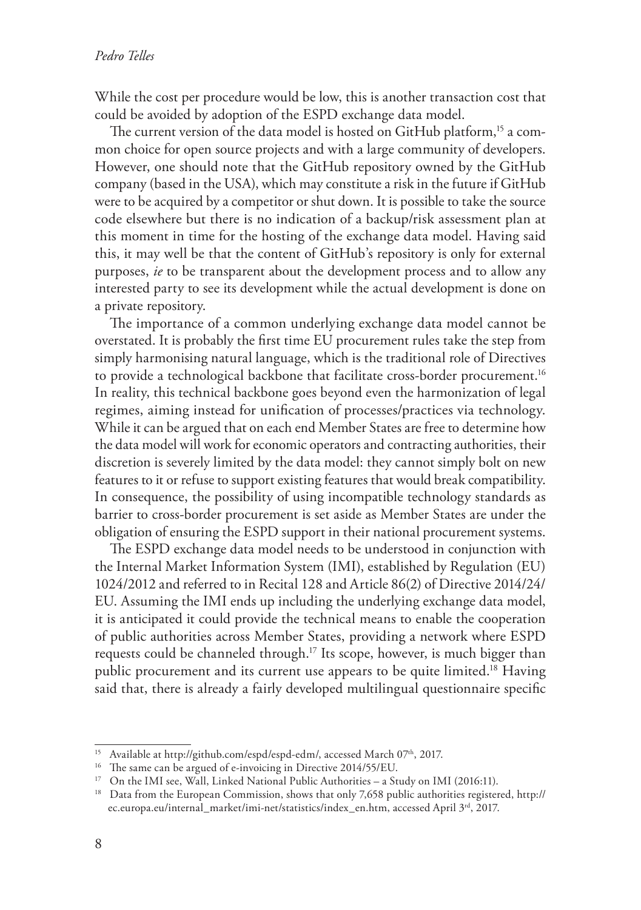While the cost per procedure would be low, this is another transaction cost that could be avoided by adoption of the ESPD exchange data model.

The current version of the data model is hosted on GitHub platform,[15] a common choice for open source projects and with a large community of developers. However, one should note that the GitHub repository owned by the GitHub company (based in the USA), which may constitute a risk in the future if GitHub were to be acquired by a competitor or shut down. It is possible to take the source code elsewhere but there is no indication of a backup/risk assessment plan at this moment in time for the hosting of the exchange data model. Having said this, it may well be that the content of GitHub's repository is only for external purposes, *ie* to be transparent about the development process and to allow any interested party to see its development while the actual development is done on a private repository.

The importance of a common underlying exchange data model cannot be overstated. It is probably the first time EU procurement rules take the step from simply harmonising natural language, which is the traditional role of Directives to provide a technological backbone that facilitate cross-border procurement.[16] In reality, this technical backbone goes beyond even the harmonization of legal regimes, aiming instead for unification of processes/practices via technology. While it can be argued that on each end Member States are free to determine how the data model will work for economic operators and contracting authorities, their discretion is severely limited by the data model: they cannot simply bolt on new features to it or refuse to support existing features that would break compatibility. In consequence, the possibility of using incompatible technology standards as barrier to cross-border procurement is set aside as Member States are under the obligation of ensuring the ESPD support in their national procurement systems.

The ESPD exchange data model needs to be understood in conjunction with the Internal Market Information System (IMI), established by Regulation (EU) 1024/2012 and referred to in Recital 128 and Article 86(2) of Directive 2014/24/EU. Assuming the IMI ends up including the underlying exchange data model, it is anticipated it could provide the technical means to enable the cooperation of public authorities across Member States, providing a network where ESPD requests could be channeled through.[17] Its scope, however, is much bigger than public procurement and its current use appears to be quite limited.[18] Having said that, there is already a fairly developed multilingual questionnaire specific

---

[15] Available at http://github.com/espd/espd-edm/, accessed March 07th, 2017.

[16] The same can be argued of e-invoicing in Directive 2014/55/EU.

[17] On the IMI see, Wall, Linked National Public Authorities – a Study on IMI (2016:11).

[18] Data from the European Commission, shows that only 7,658 public authorities registered, http://ec.europa.eu/internal_market/imi-net/statistics/index_en.htm, accessed April 3rd, 2017.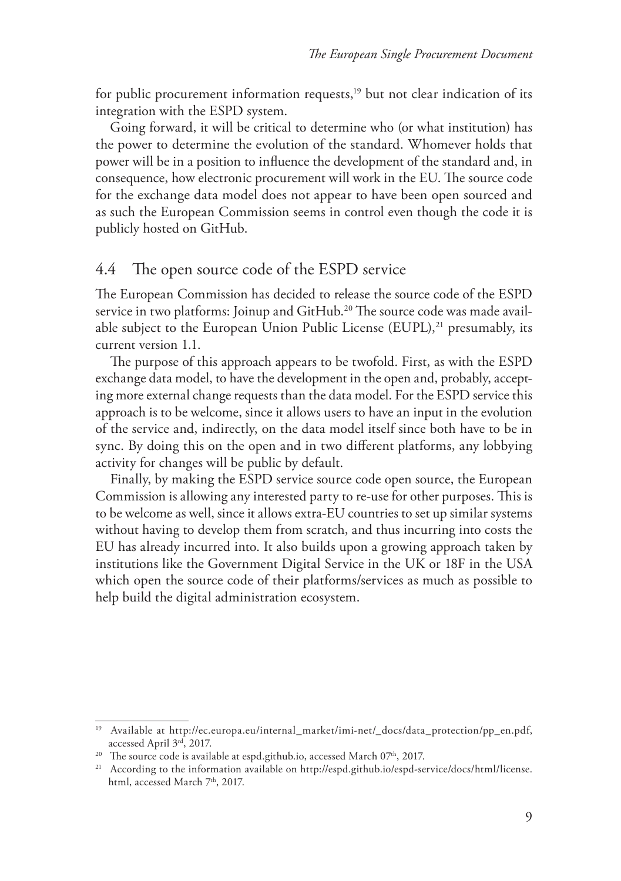for public procurement information requests,[19] but not clear indication of its integration with the ESPD system.

Going forward, it will be critical to determine who (or what institution) has the power to determine the evolution of the standard. Whomever holds that power will be in a position to influence the development of the standard and, in consequence, how electronic procurement will work in the EU. The source code for the exchange data model does not appear to have been open sourced and as such the European Commission seems in control even though the code it is publicly hosted on GitHub.

## 4.4 The open source code of the ESPD service

The European Commission has decided to release the source code of the ESPD service in two platforms: Joinup and GitHub.[20] The source code was made available subject to the European Union Public License (EUPL),[21] presumably, its current version 1.1.

The purpose of this approach appears to be twofold. First, as with the ESPD exchange data model, to have the development in the open and, probably, accepting more external change requests than the data model. For the ESPD service this approach is to be welcome, since it allows users to have an input in the evolution of the service and, indirectly, on the data model itself since both have to be in sync. By doing this on the open and in two different platforms, any lobbying activity for changes will be public by default.

Finally, by making the ESPD service source code open source, the European Commission is allowing any interested party to re-use for other purposes. This is to be welcome as well, since it allows extra-EU countries to set up similar systems without having to develop them from scratch, and thus incurring into costs the EU has already incurred into. It also builds upon a growing approach taken by institutions like the Government Digital Service in the UK or 18F in the USA which open the source code of their platforms/services as much as possible to help build the digital administration ecosystem.

---

[19] Available at http://ec.europa.eu/internal_market/imi-net/_docs/data_protection/pp_en.pdf, accessed April 3rd, 2017.

[20] The source code is available at espd.github.io, accessed March 07th, 2017.

[21] According to the information available on http://espd.github.io/espd-service/docs/html/license.html, accessed March 7th, 2017.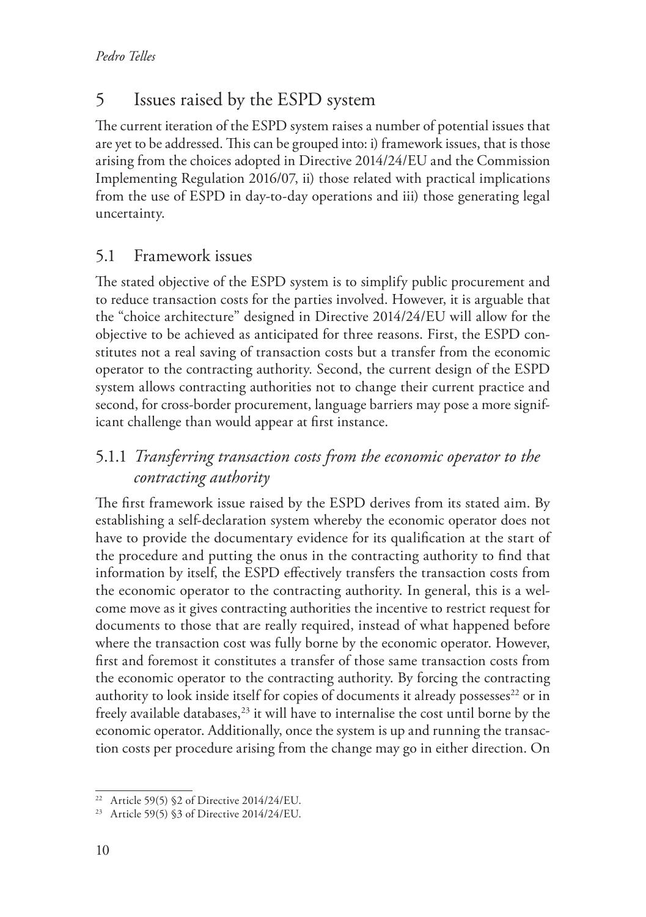## 5 Issues raised by the ESPD system

The current iteration of the ESPD system raises a number of potential issues that are yet to be addressed. This can be grouped into: i) framework issues, that is those arising from the choices adopted in Directive 2014/24/EU and the Commission Implementing Regulation 2016/07, ii) those related with practical implications from the use of ESPD in day-to-day operations and iii) those generating legal uncertainty.

### 5.1 Framework issues

The stated objective of the ESPD system is to simplify public procurement and to reduce transaction costs for the parties involved. However, it is arguable that the "choice architecture" designed in Directive 2014/24/EU will allow for the objective to be achieved as anticipated for three reasons. First, the ESPD constitutes not a real saving of transaction costs but a transfer from the economic operator to the contracting authority. Second, the current design of the ESPD system allows contracting authorities not to change their current practice and second, for cross-border procurement, language barriers may pose a more significant challenge than would appear at first instance.

#### 5.1.1 *Transferring transaction costs from the economic operator to the contracting authority*

The first framework issue raised by the ESPD derives from its stated aim. By establishing a self-declaration system whereby the economic operator does not have to provide the documentary evidence for its qualification at the start of the procedure and putting the onus in the contracting authority to find that information by itself, the ESPD effectively transfers the transaction costs from the economic operator to the contracting authority. In general, this is a welcome move as it gives contracting authorities the incentive to restrict request for documents to those that are really required, instead of what happened before where the transaction cost was fully borne by the economic operator. However, first and foremost it constitutes a transfer of those same transaction costs from the economic operator to the contracting authority. By forcing the contracting authority to look inside itself for copies of documents it already possesses[22] or in freely available databases,[23] it will have to internalise the cost until borne by the economic operator. Additionally, once the system is up and running the transaction costs per procedure arising from the change may go in either direction. On

[22] Article 59(5) §2 of Directive 2014/24/EU.

[23] Article 59(5) §3 of Directive 2014/24/EU.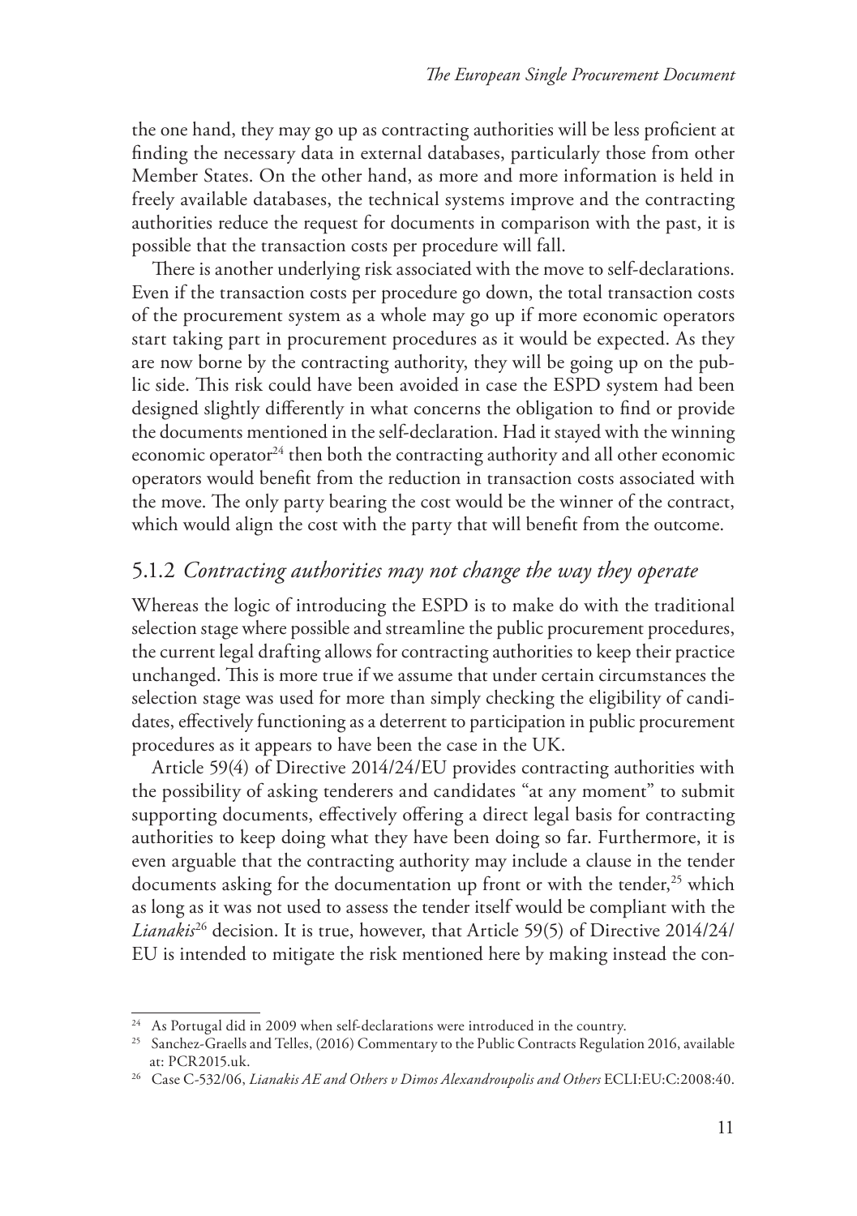the one hand, they may go up as contracting authorities will be less proficient at finding the necessary data in external databases, particularly those from other Member States. On the other hand, as more and more information is held in freely available databases, the technical systems improve and the contracting authorities reduce the request for documents in comparison with the past, it is possible that the transaction costs per procedure will fall.

There is another underlying risk associated with the move to self-declarations. Even if the transaction costs per procedure go down, the total transaction costs of the procurement system as a whole may go up if more economic operators start taking part in procurement procedures as it would be expected. As they are now borne by the contracting authority, they will be going up on the public side. This risk could have been avoided in case the ESPD system had been designed slightly differently in what concerns the obligation to find or provide the documents mentioned in the self-declaration. Had it stayed with the winning economic operator[24] then both the contracting authority and all other economic operators would benefit from the reduction in transaction costs associated with the move. The only party bearing the cost would be the winner of the contract, which would align the cost with the party that will benefit from the outcome.

### 5.1.2 *Contracting authorities may not change the way they operate*

Whereas the logic of introducing the ESPD is to make do with the traditional selection stage where possible and streamline the public procurement procedures, the current legal drafting allows for contracting authorities to keep their practice unchanged. This is more true if we assume that under certain circumstances the selection stage was used for more than simply checking the eligibility of candidates, effectively functioning as a deterrent to participation in public procurement procedures as it appears to have been the case in the UK.

Article 59(4) of Directive 2014/24/EU provides contracting authorities with the possibility of asking tenderers and candidates "at any moment" to submit supporting documents, effectively offering a direct legal basis for contracting authorities to keep doing what they have been doing so far. Furthermore, it is even arguable that the contracting authority may include a clause in the tender documents asking for the documentation up front or with the tender,[25] which as long as it was not used to assess the tender itself would be compliant with the *Lianakis*[26] decision. It is true, however, that Article 59(5) of Directive 2014/24/EU is intended to mitigate the risk mentioned here by making instead the con-

---

[24] As Portugal did in 2009 when self-declarations were introduced in the country.

[25] Sanchez-Graells and Telles, (2016) Commentary to the Public Contracts Regulation 2016, available at: PCR2015.uk.

[26] Case C-532/06, *Lianakis AE and Others v Dimos Alexandroupolis and Others* ECLI:EU:C:2008:40.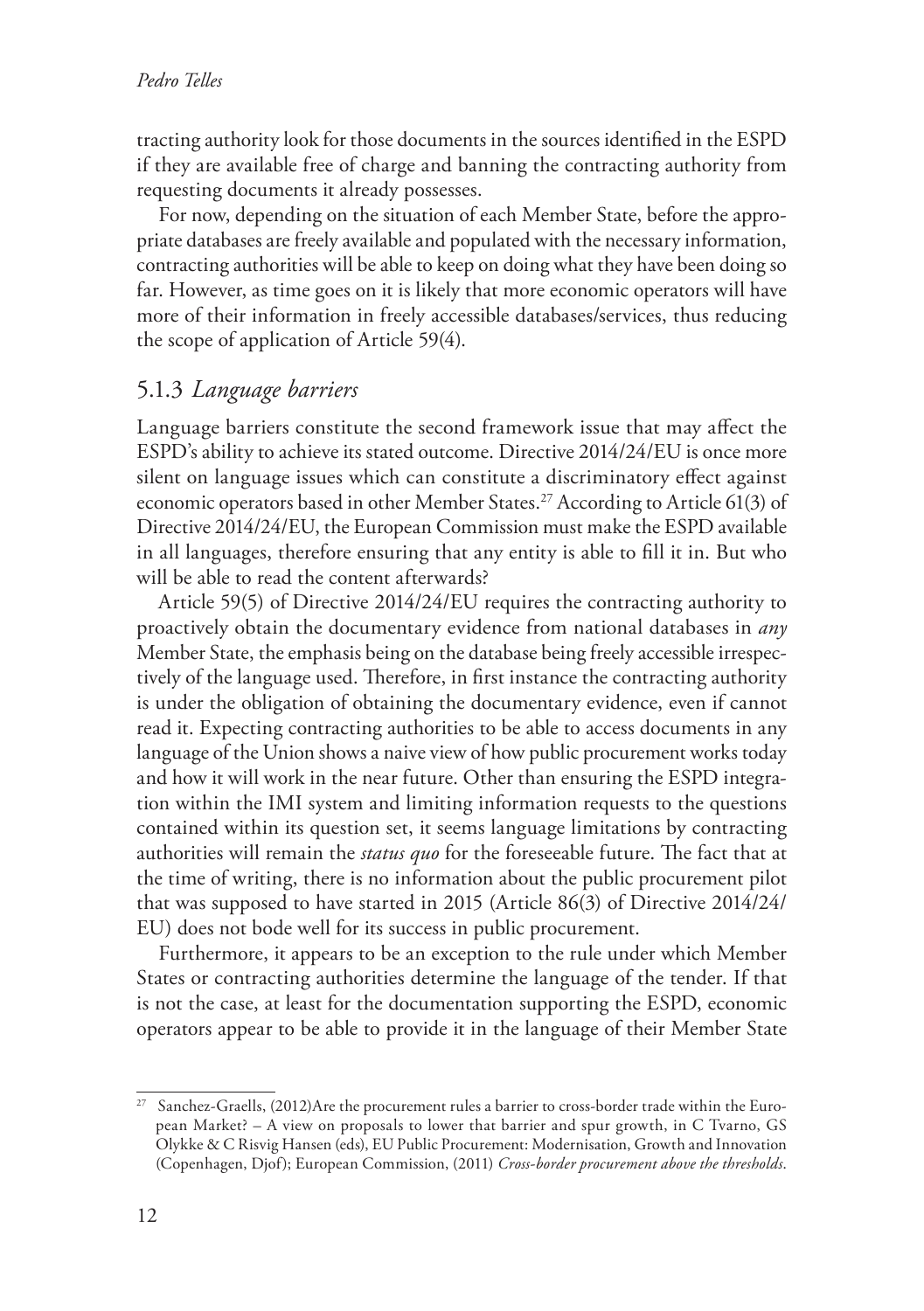tracting authority look for those documents in the sources identified in the ESPD if they are available free of charge and banning the contracting authority from requesting documents it already possesses.

For now, depending on the situation of each Member State, before the appropriate databases are freely available and populated with the necessary information, contracting authorities will be able to keep on doing what they have been doing so far. However, as time goes on it is likely that more economic operators will have more of their information in freely accessible databases/services, thus reducing the scope of application of Article 59(4).

### 5.1.3 *Language barriers*

Language barriers constitute the second framework issue that may affect the ESPD's ability to achieve its stated outcome. Directive 2014/24/EU is once more silent on language issues which can constitute a discriminatory effect against economic operators based in other Member States.[27] According to Article 61(3) of Directive 2014/24/EU, the European Commission must make the ESPD available in all languages, therefore ensuring that any entity is able to fill it in. But who will be able to read the content afterwards?

Article 59(5) of Directive 2014/24/EU requires the contracting authority to proactively obtain the documentary evidence from national databases in *any* Member State, the emphasis being on the database being freely accessible irrespectively of the language used. Therefore, in first instance the contracting authority is under the obligation of obtaining the documentary evidence, even if cannot read it. Expecting contracting authorities to be able to access documents in any language of the Union shows a naive view of how public procurement works today and how it will work in the near future. Other than ensuring the ESPD integration within the IMI system and limiting information requests to the questions contained within its question set, it seems language limitations by contracting authorities will remain the *status quo* for the foreseeable future. The fact that at the time of writing, there is no information about the public procurement pilot that was supposed to have started in 2015 (Article 86(3) of Directive 2014/24/EU) does not bode well for its success in public procurement.

Furthermore, it appears to be an exception to the rule under which Member States or contracting authorities determine the language of the tender. If that is not the case, at least for the documentation supporting the ESPD, economic operators appear to be able to provide it in the language of their Member State

---

[27] Sanchez-Graells, (2012)Are the procurement rules a barrier to cross-border trade within the European Market? – A view on proposals to lower that barrier and spur growth, in C Tvarno, GS Olykke & C Risvig Hansen (eds), EU Public Procurement: Modernisation, Growth and Innovation (Copenhagen, Djof); European Commission, (2011) *Cross-border procurement above the thresholds*.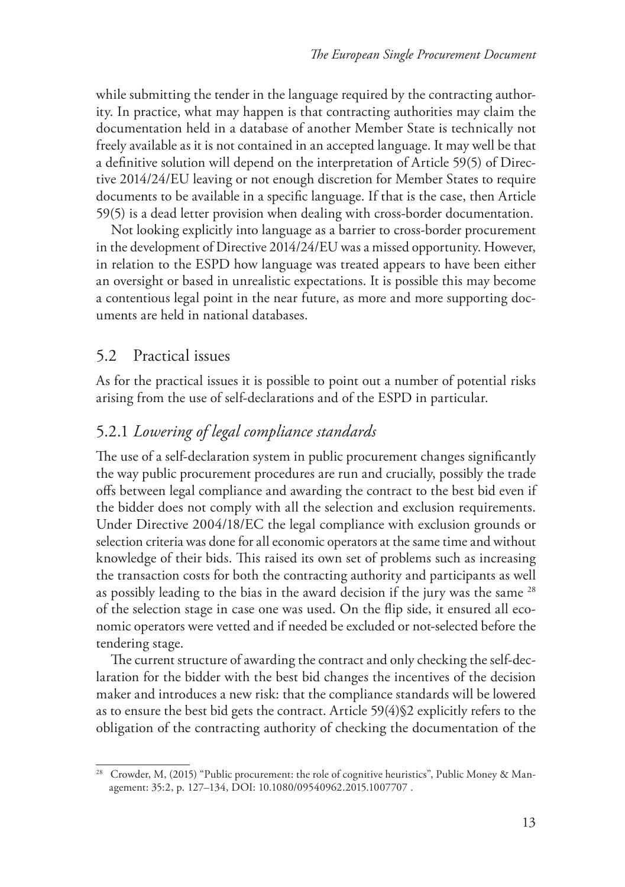while submitting the tender in the language required by the contracting authority. In practice, what may happen is that contracting authorities may claim the documentation held in a database of another Member State is technically not freely available as it is not contained in an accepted language. It may well be that a definitive solution will depend on the interpretation of Article 59(5) of Directive 2014/24/EU leaving or not enough discretion for Member States to require documents to be available in a specific language. If that is the case, then Article 59(5) is a dead letter provision when dealing with cross-border documentation.

Not looking explicitly into language as a barrier to cross-border procurement in the development of Directive 2014/24/EU was a missed opportunity. However, in relation to the ESPD how language was treated appears to have been either an oversight or based in unrealistic expectations. It is possible this may become a contentious legal point in the near future, as more and more supporting documents are held in national databases.

## 5.2 Practical issues

As for the practical issues it is possible to point out a number of potential risks arising from the use of self-declarations and of the ESPD in particular.

### 5.2.1 *Lowering of legal compliance standards*

The use of a self-declaration system in public procurement changes significantly the way public procurement procedures are run and crucially, possibly the trade offs between legal compliance and awarding the contract to the best bid even if the bidder does not comply with all the selection and exclusion requirements. Under Directive 2004/18/EC the legal compliance with exclusion grounds or selection criteria was done for all economic operators at the same time and without knowledge of their bids. This raised its own set of problems such as increasing the transaction costs for both the contracting authority and participants as well as possibly leading to the bias in the award decision if the jury was the same [28] of the selection stage in case one was used. On the flip side, it ensured all economic operators were vetted and if needed be excluded or not-selected before the tendering stage.

The current structure of awarding the contract and only checking the self-declaration for the bidder with the best bid changes the incentives of the decision maker and introduces a new risk: that the compliance standards will be lowered as to ensure the best bid gets the contract. Article 59(4)§2 explicitly refers to the obligation of the contracting authority of checking the documentation of the

---

[28] Crowder, M, (2015) "Public procurement: the role of cognitive heuristics", Public Money & Management: 35:2, p. 127–134, DOI: 10.1080/09540962.2015.1007707 .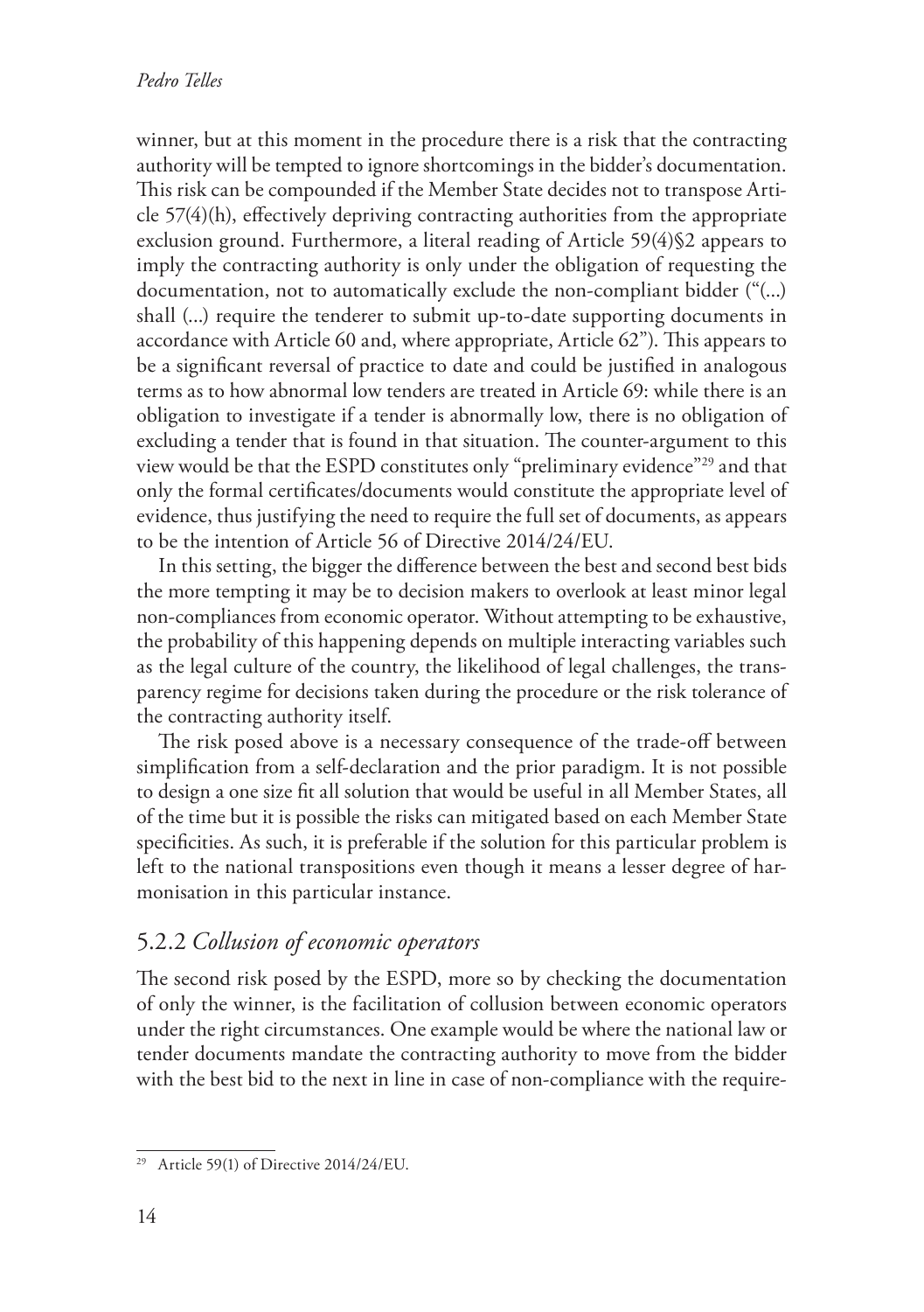winner, but at this moment in the procedure there is a risk that the contracting authority will be tempted to ignore shortcomings in the bidder's documentation. This risk can be compounded if the Member State decides not to transpose Article 57(4)(h), effectively depriving contracting authorities from the appropriate exclusion ground. Furthermore, a literal reading of Article 59(4)§2 appears to imply the contracting authority is only under the obligation of requesting the documentation, not to automatically exclude the non-compliant bidder ("(...) shall (...) require the tenderer to submit up-to-date supporting documents in accordance with Article 60 and, where appropriate, Article 62"). This appears to be a significant reversal of practice to date and could be justified in analogous terms as to how abnormal low tenders are treated in Article 69: while there is an obligation to investigate if a tender is abnormally low, there is no obligation of excluding a tender that is found in that situation. The counter-argument to this view would be that the ESPD constitutes only "preliminary evidence"[29] and that only the formal certificates/documents would constitute the appropriate level of evidence, thus justifying the need to require the full set of documents, as appears to be the intention of Article 56 of Directive 2014/24/EU.

In this setting, the bigger the difference between the best and second best bids the more tempting it may be to decision makers to overlook at least minor legal non-compliances from economic operator. Without attempting to be exhaustive, the probability of this happening depends on multiple interacting variables such as the legal culture of the country, the likelihood of legal challenges, the transparency regime for decisions taken during the procedure or the risk tolerance of the contracting authority itself.

The risk posed above is a necessary consequence of the trade-off between simplification from a self-declaration and the prior paradigm. It is not possible to design a one size fit all solution that would be useful in all Member States, all of the time but it is possible the risks can mitigated based on each Member State specificities. As such, it is preferable if the solution for this particular problem is left to the national transpositions even though it means a lesser degree of harmonisation in this particular instance.

### 5.2.2 *Collusion of economic operators*

The second risk posed by the ESPD, more so by checking the documentation of only the winner, is the facilitation of collusion between economic operators under the right circumstances. One example would be where the national law or tender documents mandate the contracting authority to move from the bidder with the best bid to the next in line in case of non-compliance with the require-

[29] Article 59(1) of Directive 2014/24/EU.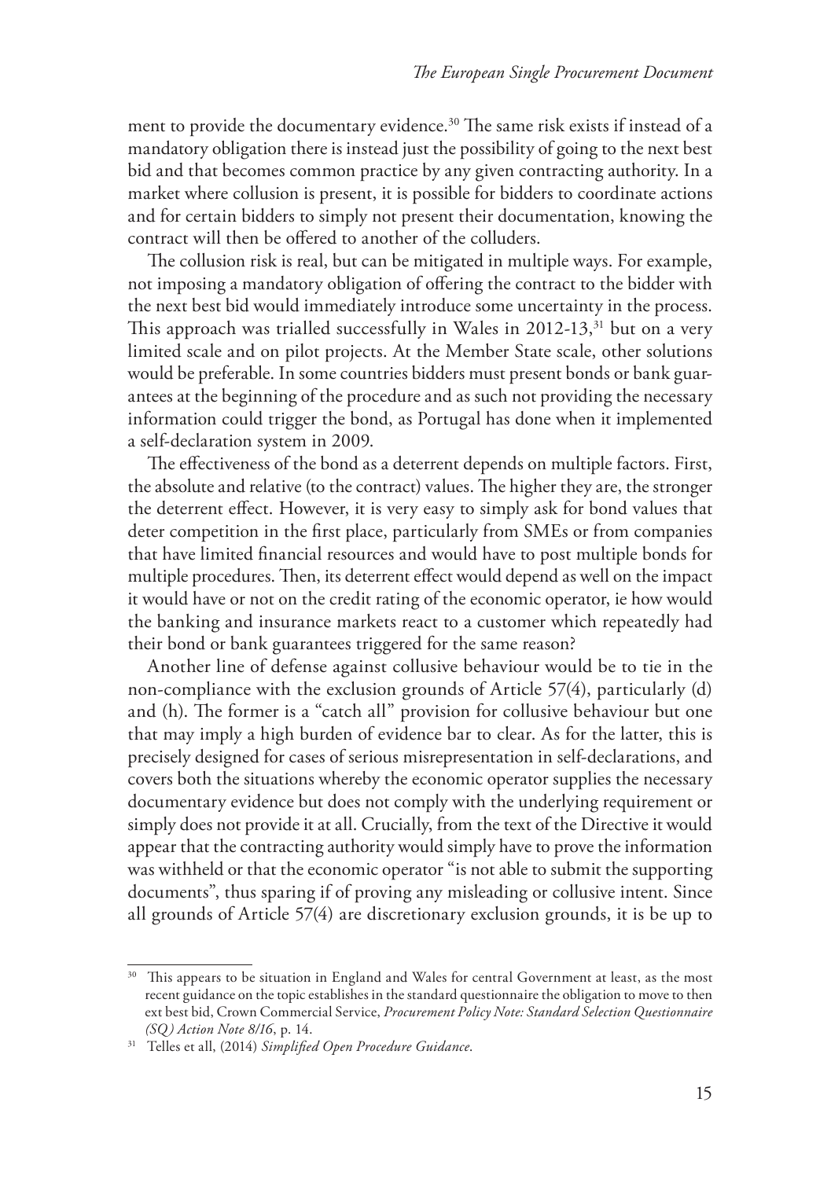ment to provide the documentary evidence.[30] The same risk exists if instead of a mandatory obligation there is instead just the possibility of going to the next best bid and that becomes common practice by any given contracting authority. In a market where collusion is present, it is possible for bidders to coordinate actions and for certain bidders to simply not present their documentation, knowing the contract will then be offered to another of the colluders.

The collusion risk is real, but can be mitigated in multiple ways. For example, not imposing a mandatory obligation of offering the contract to the bidder with the next best bid would immediately introduce some uncertainty in the process. This approach was trialled successfully in Wales in 2012-13,[31] but on a very limited scale and on pilot projects. At the Member State scale, other solutions would be preferable. In some countries bidders must present bonds or bank guarantees at the beginning of the procedure and as such not providing the necessary information could trigger the bond, as Portugal has done when it implemented a self-declaration system in 2009.

The effectiveness of the bond as a deterrent depends on multiple factors. First, the absolute and relative (to the contract) values. The higher they are, the stronger the deterrent effect. However, it is very easy to simply ask for bond values that deter competition in the first place, particularly from SMEs or from companies that have limited financial resources and would have to post multiple bonds for multiple procedures. Then, its deterrent effect would depend as well on the impact it would have or not on the credit rating of the economic operator, ie how would the banking and insurance markets react to a customer which repeatedly had their bond or bank guarantees triggered for the same reason?

Another line of defense against collusive behaviour would be to tie in the non-compliance with the exclusion grounds of Article 57(4), particularly (d) and (h). The former is a "catch all" provision for collusive behaviour but one that may imply a high burden of evidence bar to clear. As for the latter, this is precisely designed for cases of serious misrepresentation in self-declarations, and covers both the situations whereby the economic operator supplies the necessary documentary evidence but does not comply with the underlying requirement or simply does not provide it at all. Crucially, from the text of the Directive it would appear that the contracting authority would simply have to prove the information was withheld or that the economic operator "is not able to submit the supporting documents", thus sparing if of proving any misleading or collusive intent. Since all grounds of Article 57(4) are discretionary exclusion grounds, it is be up to

---

[30] This appears to be situation in England and Wales for central Government at least, as the most recent guidance on the topic establishes in the standard questionnaire the obligation to move to then ext best bid, Crown Commercial Service, *Procurement Policy Note: Standard Selection Questionnaire (SQ) Action Note 8/16*, p. 14.

[31] Telles et all, (2014) *Simplified Open Procedure Guidance*.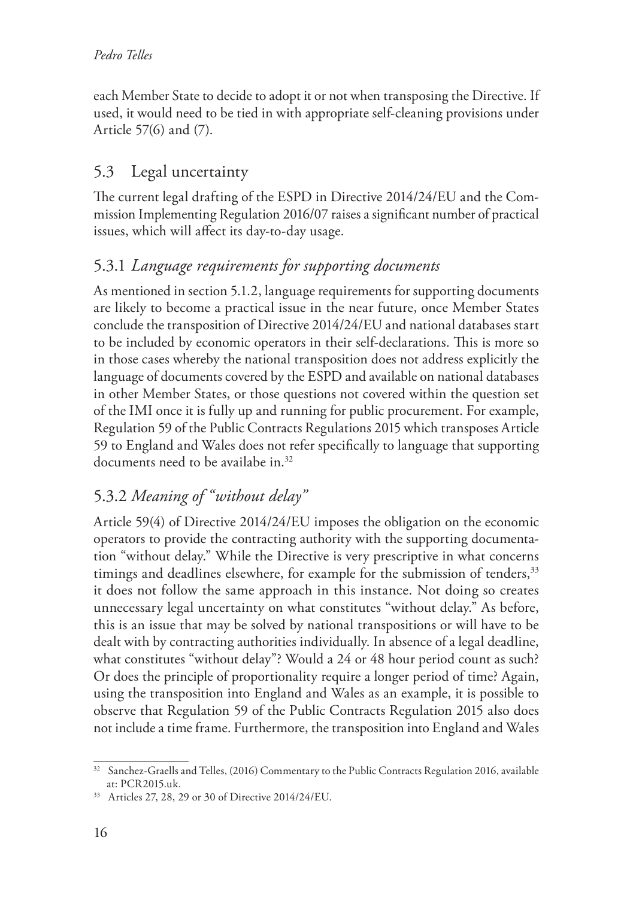each Member State to decide to adopt it or not when transposing the Directive. If used, it would need to be tied in with appropriate self-cleaning provisions under Article 57(6) and (7).

## 5.3 Legal uncertainty

The current legal drafting of the ESPD in Directive 2014/24/EU and the Commission Implementing Regulation 2016/07 raises a significant number of practical issues, which will affect its day-to-day usage.

### 5.3.1 *Language requirements for supporting documents*

As mentioned in section 5.1.2, language requirements for supporting documents are likely to become a practical issue in the near future, once Member States conclude the transposition of Directive 2014/24/EU and national databases start to be included by economic operators in their self-declarations. This is more so in those cases whereby the national transposition does not address explicitly the language of documents covered by the ESPD and available on national databases in other Member States, or those questions not covered within the question set of the IMI once it is fully up and running for public procurement. For example, Regulation 59 of the Public Contracts Regulations 2015 which transposes Article 59 to England and Wales does not refer specifically to language that supporting documents need to be availabe in.[32]

### 5.3.2 *Meaning of "without delay"*

Article 59(4) of Directive 2014/24/EU imposes the obligation on the economic operators to provide the contracting authority with the supporting documentation "without delay." While the Directive is very prescriptive in what concerns timings and deadlines elsewhere, for example for the submission of tenders,[33] it does not follow the same approach in this instance. Not doing so creates unnecessary legal uncertainty on what constitutes "without delay." As before, this is an issue that may be solved by national transpositions or will have to be dealt with by contracting authorities individually. In absence of a legal deadline, what constitutes "without delay"? Would a 24 or 48 hour period count as such? Or does the principle of proportionality require a longer period of time? Again, using the transposition into England and Wales as an example, it is possible to observe that Regulation 59 of the Public Contracts Regulation 2015 also does not include a time frame. Furthermore, the transposition into England and Wales

---

[32] Sanchez-Graells and Telles, (2016) Commentary to the Public Contracts Regulation 2016, available at: PCR2015.uk.

[33] Articles 27, 28, 29 or 30 of Directive 2014/24/EU.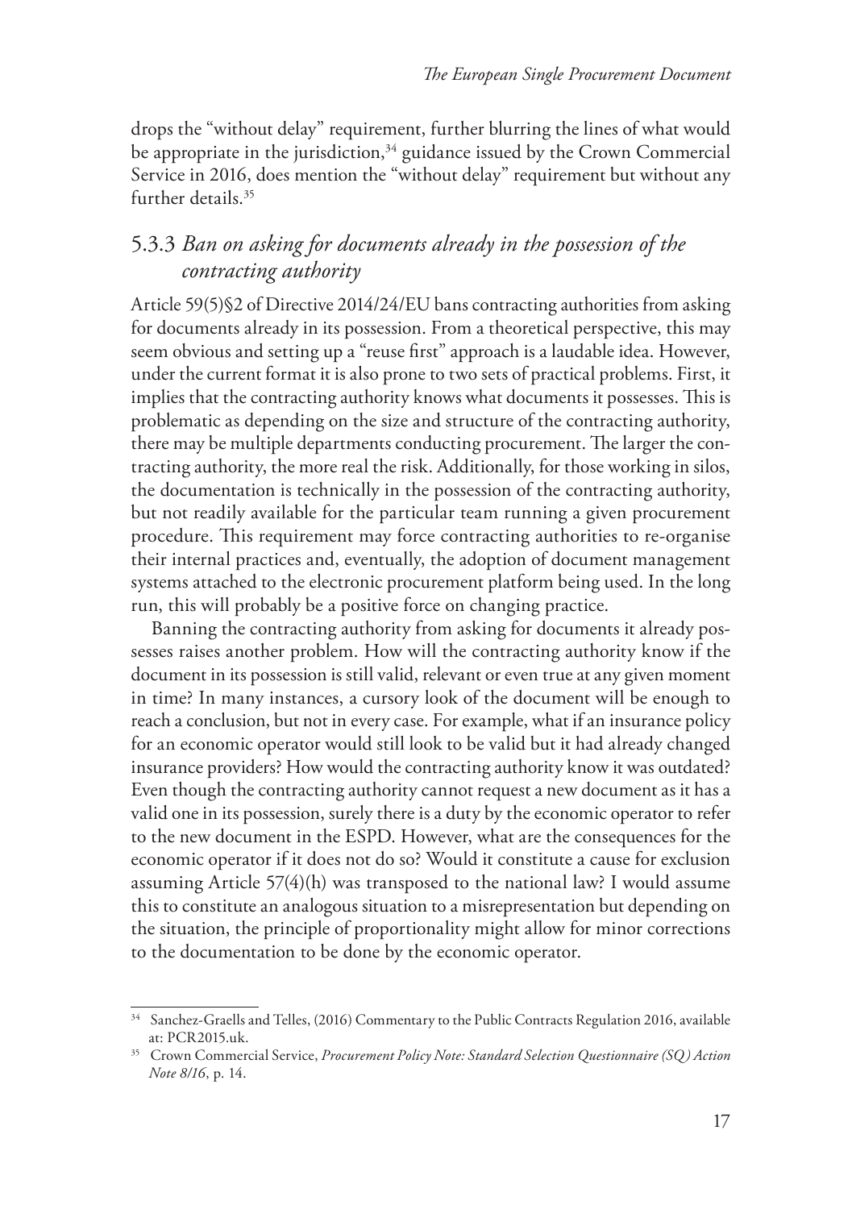drops the "without delay" requirement, further blurring the lines of what would be appropriate in the jurisdiction,[34] guidance issued by the Crown Commercial Service in 2016, does mention the "without delay" requirement but without any further details.[35]

### 5.3.3 *Ban on asking for documents already in the possession of the contracting authority*

Article 59(5)§2 of Directive 2014/24/EU bans contracting authorities from asking for documents already in its possession. From a theoretical perspective, this may seem obvious and setting up a "reuse first" approach is a laudable idea. However, under the current format it is also prone to two sets of practical problems. First, it implies that the contracting authority knows what documents it possesses. This is problematic as depending on the size and structure of the contracting authority, there may be multiple departments conducting procurement. The larger the contracting authority, the more real the risk. Additionally, for those working in silos, the documentation is technically in the possession of the contracting authority, but not readily available for the particular team running a given procurement procedure. This requirement may force contracting authorities to re-organise their internal practices and, eventually, the adoption of document management systems attached to the electronic procurement platform being used. In the long run, this will probably be a positive force on changing practice.

Banning the contracting authority from asking for documents it already possesses raises another problem. How will the contracting authority know if the document in its possession is still valid, relevant or even true at any given moment in time? In many instances, a cursory look of the document will be enough to reach a conclusion, but not in every case. For example, what if an insurance policy for an economic operator would still look to be valid but it had already changed insurance providers? How would the contracting authority know it was outdated? Even though the contracting authority cannot request a new document as it has a valid one in its possession, surely there is a duty by the economic operator to refer to the new document in the ESPD. However, what are the consequences for the economic operator if it does not do so? Would it constitute a cause for exclusion assuming Article 57(4)(h) was transposed to the national law? I would assume this to constitute an analogous situation to a misrepresentation but depending on the situation, the principle of proportionality might allow for minor corrections to the documentation to be done by the economic operator.

---

[34] Sanchez-Graells and Telles, (2016) Commentary to the Public Contracts Regulation 2016, available at: PCR2015.uk.

[35] Crown Commercial Service, *Procurement Policy Note: Standard Selection Questionnaire (SQ) Action Note 8/16*, p. 14.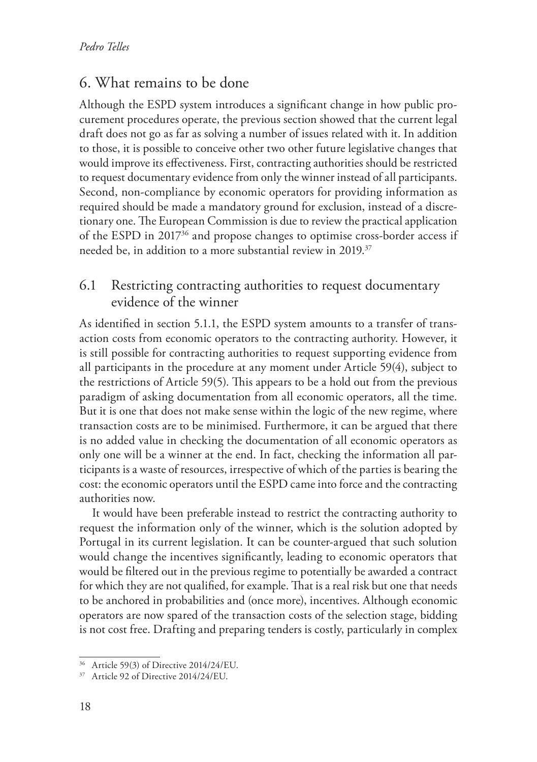## 6. What remains to be done

Although the ESPD system introduces a significant change in how public procurement procedures operate, the previous section showed that the current legal draft does not go as far as solving a number of issues related with it. In addition to those, it is possible to conceive other two other future legislative changes that would improve its effectiveness. First, contracting authorities should be restricted to request documentary evidence from only the winner instead of all participants. Second, non-compliance by economic operators for providing information as required should be made a mandatory ground for exclusion, instead of a discretionary one. The European Commission is due to review the practical application of the ESPD in 2017[36] and propose changes to optimise cross-border access if needed be, in addition to a more substantial review in 2019.[37]

### 6.1 Restricting contracting authorities to request documentary evidence of the winner

As identified in section 5.1.1, the ESPD system amounts to a transfer of transaction costs from economic operators to the contracting authority. However, it is still possible for contracting authorities to request supporting evidence from all participants in the procedure at any moment under Article 59(4), subject to the restrictions of Article 59(5). This appears to be a hold out from the previous paradigm of asking documentation from all economic operators, all the time. But it is one that does not make sense within the logic of the new regime, where transaction costs are to be minimised. Furthermore, it can be argued that there is no added value in checking the documentation of all economic operators as only one will be a winner at the end. In fact, checking the information all participants is a waste of resources, irrespective of which of the parties is bearing the cost: the economic operators until the ESPD came into force and the contracting authorities now.

It would have been preferable instead to restrict the contracting authority to request the information only of the winner, which is the solution adopted by Portugal in its current legislation. It can be counter-argued that such solution would change the incentives significantly, leading to economic operators that would be filtered out in the previous regime to potentially be awarded a contract for which they are not qualified, for example. That is a real risk but one that needs to be anchored in probabilities and (once more), incentives. Although economic operators are now spared of the transaction costs of the selection stage, bidding is not cost free. Drafting and preparing tenders is costly, particularly in complex

---

[36] Article 59(3) of Directive 2014/24/EU.

[37] Article 92 of Directive 2014/24/EU.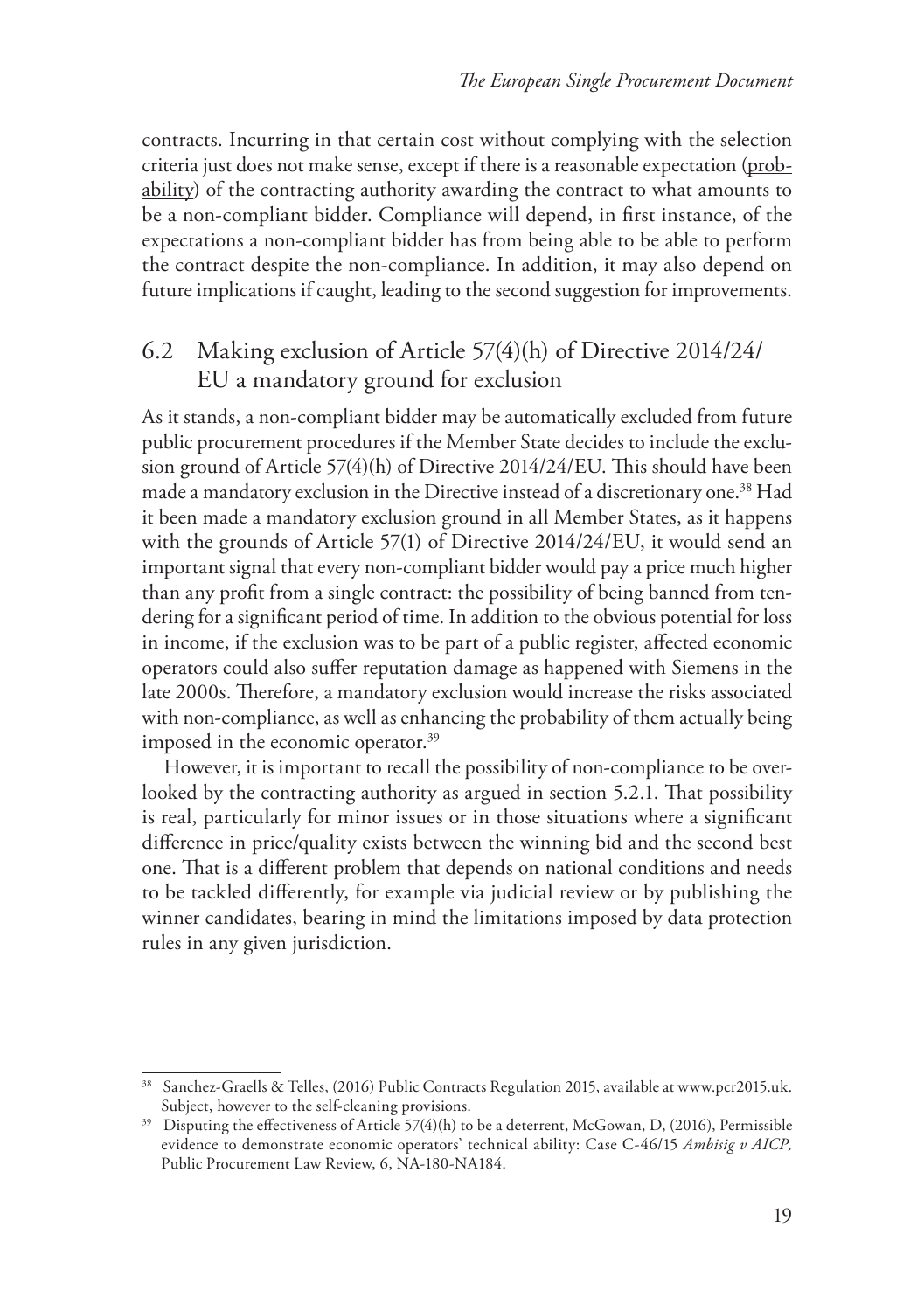contracts. Incurring in that certain cost without complying with the selection criteria just does not make sense, except if there is a reasonable expectation (probability) of the contracting authority awarding the contract to what amounts to be a non-compliant bidder. Compliance will depend, in first instance, of the expectations a non-compliant bidder has from being able to be able to perform the contract despite the non-compliance. In addition, it may also depend on future implications if caught, leading to the second suggestion for improvements.

## 6.2 Making exclusion of Article 57(4)(h) of Directive 2014/24/EU a mandatory ground for exclusion

As it stands, a non-compliant bidder may be automatically excluded from future public procurement procedures if the Member State decides to include the exclusion ground of Article 57(4)(h) of Directive 2014/24/EU. This should have been made a mandatory exclusion in the Directive instead of a discretionary one.[38] Had it been made a mandatory exclusion ground in all Member States, as it happens with the grounds of Article 57(1) of Directive 2014/24/EU, it would send an important signal that every non-compliant bidder would pay a price much higher than any profit from a single contract: the possibility of being banned from tendering for a significant period of time. In addition to the obvious potential for loss in income, if the exclusion was to be part of a public register, affected economic operators could also suffer reputation damage as happened with Siemens in the late 2000s. Therefore, a mandatory exclusion would increase the risks associated with non-compliance, as well as enhancing the probability of them actually being imposed in the economic operator.[39]

However, it is important to recall the possibility of non-compliance to be overlooked by the contracting authority as argued in section 5.2.1. That possibility is real, particularly for minor issues or in those situations where a significant difference in price/quality exists between the winning bid and the second best one. That is a different problem that depends on national conditions and needs to be tackled differently, for example via judicial review or by publishing the winner candidates, bearing in mind the limitations imposed by data protection rules in any given jurisdiction.

---

[38] Sanchez-Graells & Telles, (2016) Public Contracts Regulation 2015, available at www.pcr2015.uk. Subject, however to the self-cleaning provisions.

[39] Disputing the effectiveness of Article 57(4)(h) to be a deterrent, McGowan, D, (2016), Permissible evidence to demonstrate economic operators' technical ability: Case C-46/15 *Ambisig v AICP,* Public Procurement Law Review, 6, NA-180-NA184.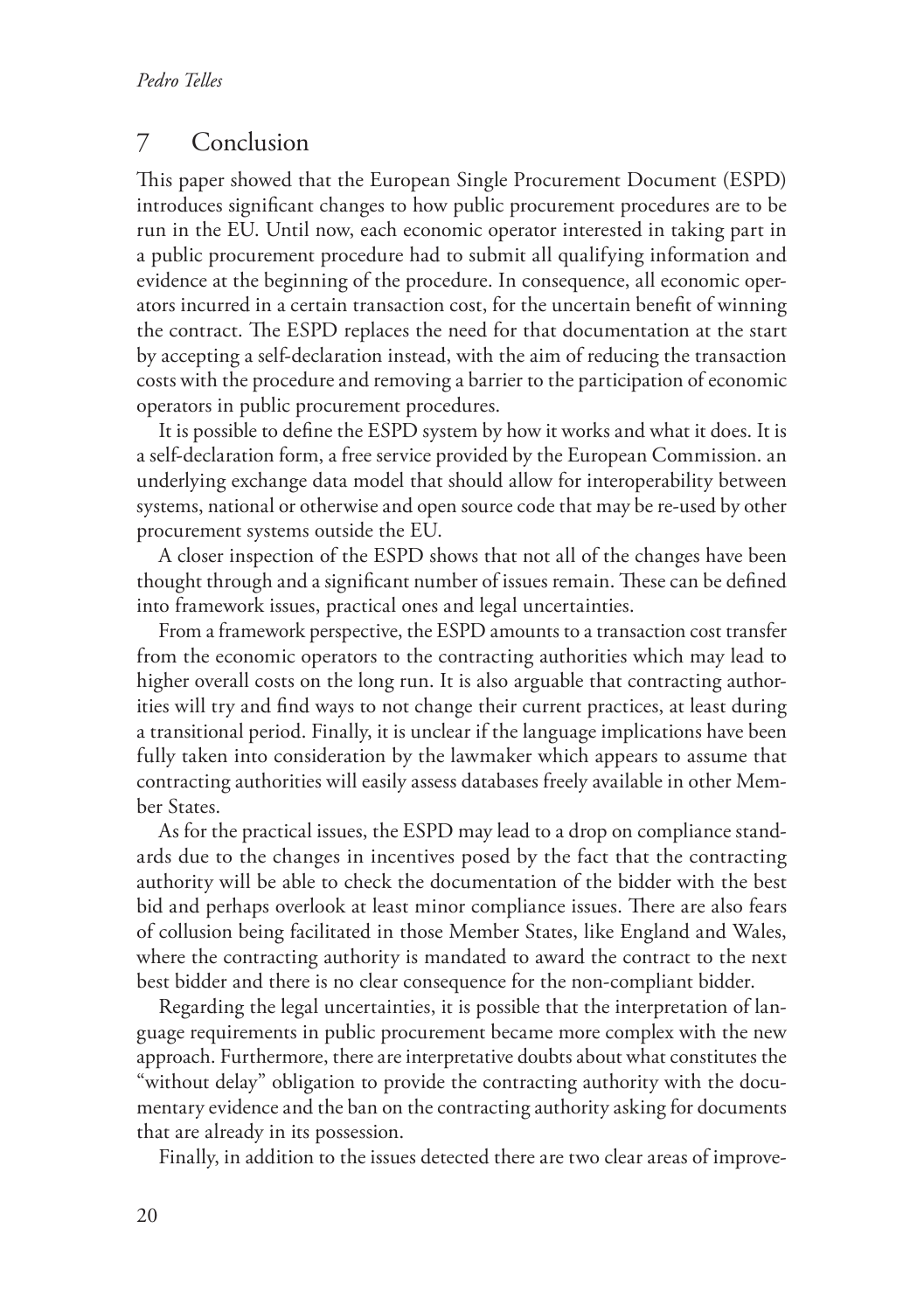## 7 Conclusion

This paper showed that the European Single Procurement Document (ESPD) introduces significant changes to how public procurement procedures are to be run in the EU. Until now, each economic operator interested in taking part in a public procurement procedure had to submit all qualifying information and evidence at the beginning of the procedure. In consequence, all economic operators incurred in a certain transaction cost, for the uncertain benefit of winning the contract. The ESPD replaces the need for that documentation at the start by accepting a self-declaration instead, with the aim of reducing the transaction costs with the procedure and removing a barrier to the participation of economic operators in public procurement procedures.

It is possible to define the ESPD system by how it works and what it does. It is a self-declaration form, a free service provided by the European Commission. an underlying exchange data model that should allow for interoperability between systems, national or otherwise and open source code that may be re-used by other procurement systems outside the EU.

A closer inspection of the ESPD shows that not all of the changes have been thought through and a significant number of issues remain. These can be defined into framework issues, practical ones and legal uncertainties.

From a framework perspective, the ESPD amounts to a transaction cost transfer from the economic operators to the contracting authorities which may lead to higher overall costs on the long run. It is also arguable that contracting authorities will try and find ways to not change their current practices, at least during a transitional period. Finally, it is unclear if the language implications have been fully taken into consideration by the lawmaker which appears to assume that contracting authorities will easily assess databases freely available in other Member States.

As for the practical issues, the ESPD may lead to a drop on compliance standards due to the changes in incentives posed by the fact that the contracting authority will be able to check the documentation of the bidder with the best bid and perhaps overlook at least minor compliance issues. There are also fears of collusion being facilitated in those Member States, like England and Wales, where the contracting authority is mandated to award the contract to the next best bidder and there is no clear consequence for the non-compliant bidder.

Regarding the legal uncertainties, it is possible that the interpretation of language requirements in public procurement became more complex with the new approach. Furthermore, there are interpretative doubts about what constitutes the "without delay" obligation to provide the contracting authority with the documentary evidence and the ban on the contracting authority asking for documents that are already in its possession.

Finally, in addition to the issues detected there are two clear areas of improve-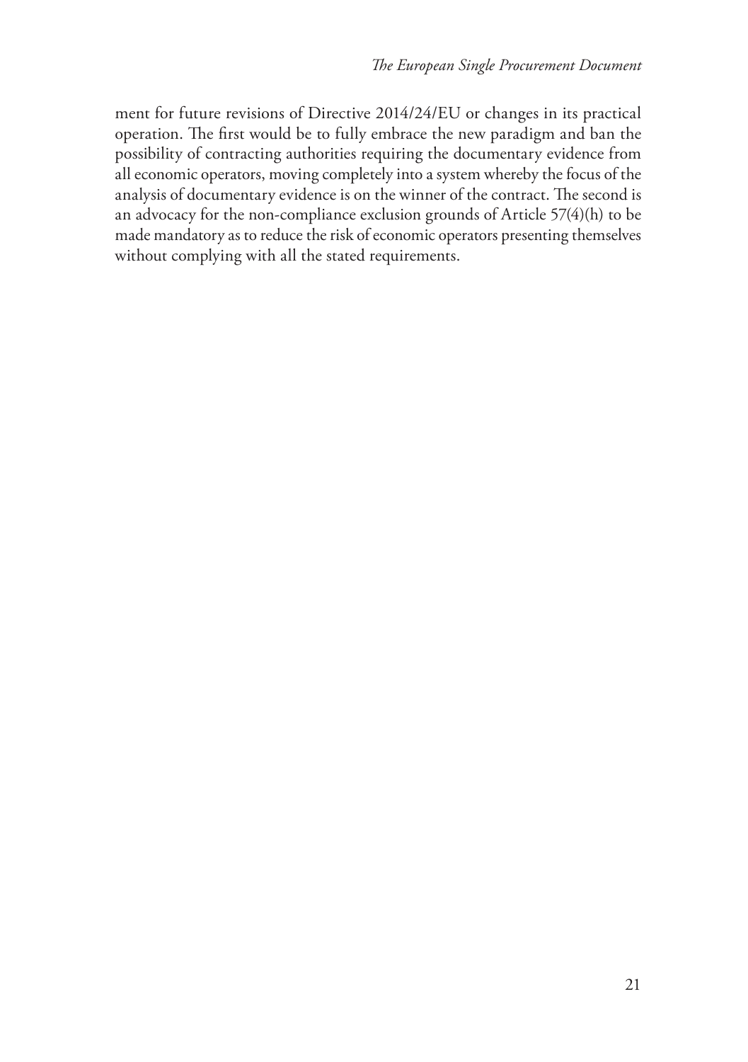ment for future revisions of Directive 2014/24/EU or changes in its practical operation. The first would be to fully embrace the new paradigm and ban the possibility of contracting authorities requiring the documentary evidence from all economic operators, moving completely into a system whereby the focus of the analysis of documentary evidence is on the winner of the contract. The second is an advocacy for the non-compliance exclusion grounds of Article 57(4)(h) to be made mandatory as to reduce the risk of economic operators presenting themselves without complying with all the stated requirements.